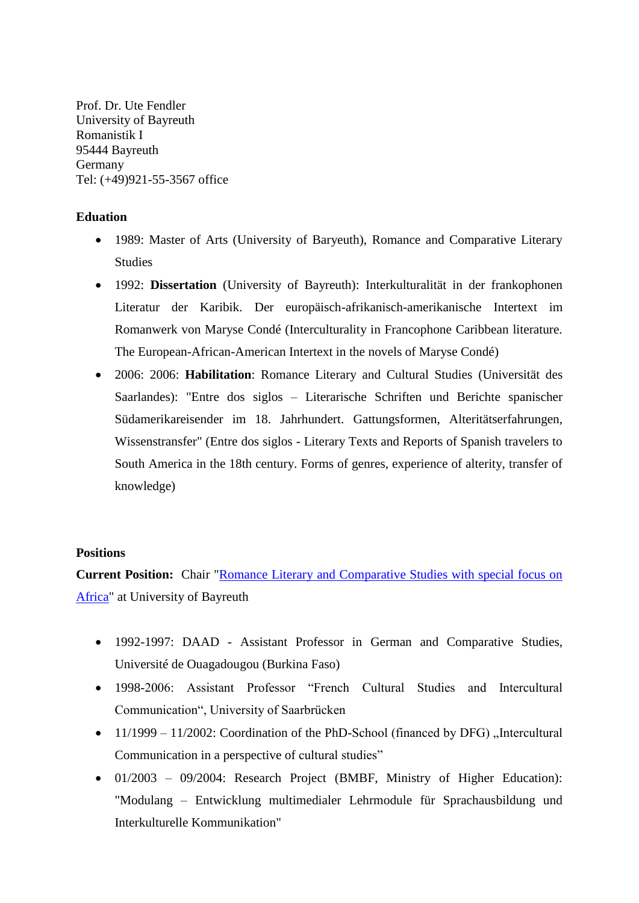Prof. Dr. Ute Fendler
University of Bayreuth
Romanistik I
95444 Bayreuth
Germany
Tel: (+49)921-55-3567 office

**Eduation**

- 1989: Master of Arts (University of Baryeuth), Romance and Comparative Literary Studies
- 1992: **Dissertation** (University of Bayreuth): Interkulturalität in der frankophonen Literatur der Karibik. Der europäisch-afrikanisch-amerikanische Intertext im Romanwerk von Maryse Condé (Interculturality in Francophone Caribbean literature. The European-African-American Intertext in the novels of Maryse Condé)
- 2006: 2006: **Habilitation**: Romance Literary and Cultural Studies (Universität des Saarlandes): "Entre dos siglos – Literarische Schriften und Berichte spanischer Südamerikareisender im 18. Jahrhundert. Gattungsformen, Alteritätserfahrungen, Wissenstransfer" (Entre dos siglos - Literary Texts and Reports of Spanish travelers to South America in the 18th century. Forms of genres, experience of alterity, transfer of knowledge)

**Positions**

**Current Position:** Chair "Romance Literary and Comparative Studies with special focus on Africa" at University of Bayreuth

- 1992-1997: DAAD - Assistant Professor in German and Comparative Studies, Université de Ouagadougou (Burkina Faso)
- 1998-2006: Assistant Professor "French Cultural Studies and Intercultural Communication", University of Saarbrücken
- 11/1999 – 11/2002: Coordination of the PhD-School (financed by DFG) „Intercultural Communication in a perspective of cultural studies"
- 01/2003 – 09/2004: Research Project (BMBF, Ministry of Higher Education): "Modulang – Entwicklung multimedialer Lehrmodule für Sprachausbildung und Interkulturelle Kommunikation"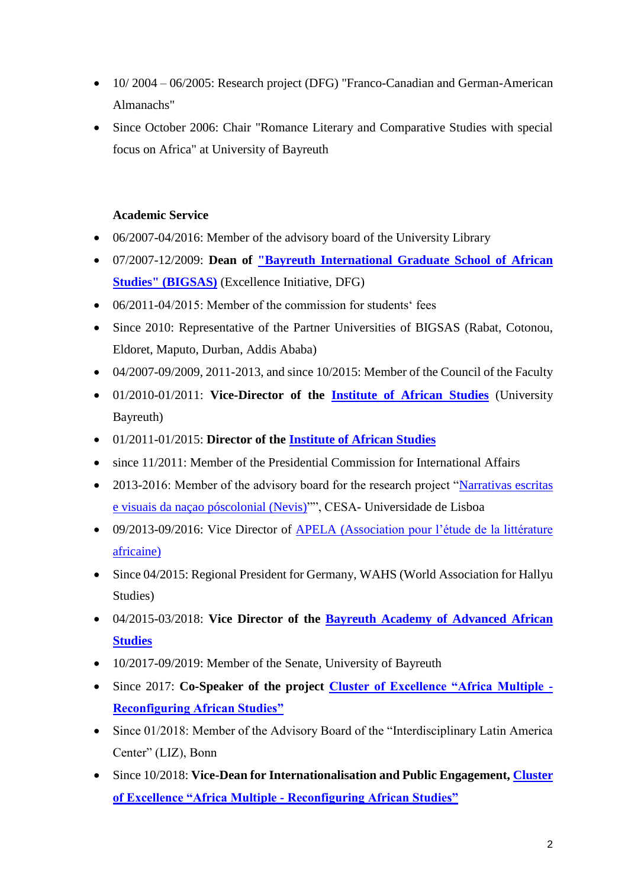- 10/ 2004 – 06/2005: Research project (DFG) "Franco-Canadian and German-American Almanachs"
- Since October 2006: Chair "Romance Literary and Comparative Studies with special focus on Africa" at University of Bayreuth

**Academic Service**

- 06/2007-04/2016: Member of the advisory board of the University Library
- 07/2007-12/2009: **Dean of "Bayreuth International Graduate School of African Studies" (BIGSAS)** (Excellence Initiative, DFG)
- 06/2011-04/2015: Member of the commission for students‘ fees
- Since 2010: Representative of the Partner Universities of BIGSAS (Rabat, Cotonou, Eldoret, Maputo, Durban, Addis Ababa)
- 04/2007-09/2009, 2011-2013, and since 10/2015: Member of the Council of the Faculty
- 01/2010-01/2011: **Vice-Director of the Institute of African Studies** (University Bayreuth)
- 01/2011-01/2015: **Director of the Institute of African Studies**
- since 11/2011: Member of the Presidential Commission for International Affairs
- 2013-2016: Member of the advisory board for the research project "Narrativas escritas e visuais da naçao póscolonial (Nevis)"", CESA- Universidade de Lisboa
- 09/2013-09/2016: Vice Director of APELA (Association pour l'étude de la littérature africaine)
- Since 04/2015: Regional President for Germany, WAHS (World Association for Hallyu Studies)
- 04/2015-03/2018: **Vice Director of the Bayreuth Academy of Advanced African Studies**
- 10/2017-09/2019: Member of the Senate, University of Bayreuth
- Since 2017: **Co-Speaker of the project Cluster of Excellence "Africa Multiple - Reconfiguring African Studies"**
- Since 01/2018: Member of the Advisory Board of the "Interdisciplinary Latin America Center" (LIZ), Bonn
- Since 10/2018: **Vice-Dean for Internationalisation and Public Engagement, Cluster of Excellence "Africa Multiple - Reconfiguring African Studies"**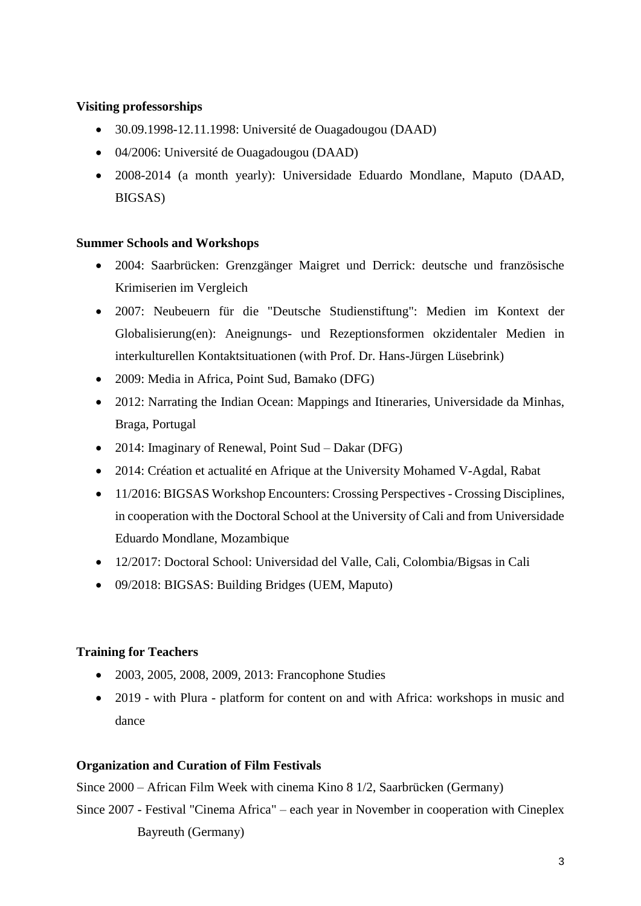**Visiting professorships**

- 30.09.1998-12.11.1998: Université de Ouagadougou (DAAD)
- 04/2006: Université de Ouagadougou (DAAD)
- 2008-2014 (a month yearly): Universidade Eduardo Mondlane, Maputo (DAAD, BIGSAS)

**Summer Schools and Workshops**

- 2004: Saarbrücken: Grenzgänger Maigret und Derrick: deutsche und französische Krimiserien im Vergleich
- 2007: Neubeuern für die "Deutsche Studienstiftung": Medien im Kontext der Globalisierung(en): Aneignungs- und Rezeptionsformen okzidentaler Medien in interkulturellen Kontaktsituationen (with Prof. Dr. Hans-Jürgen Lüsebrink)
- 2009: Media in Africa, Point Sud, Bamako (DFG)
- 2012: Narrating the Indian Ocean: Mappings and Itineraries, Universidade da Minhas, Braga, Portugal
- 2014: Imaginary of Renewal, Point Sud – Dakar (DFG)
- 2014: Création et actualité en Afrique at the University Mohamed V-Agdal, Rabat
- 11/2016: BIGSAS Workshop Encounters: Crossing Perspectives - Crossing Disciplines, in cooperation with the Doctoral School at the University of Cali and from Universidade Eduardo Mondlane, Mozambique
- 12/2017: Doctoral School: Universidad del Valle, Cali, Colombia/Bigsas in Cali
- 09/2018: BIGSAS: Building Bridges (UEM, Maputo)

**Training for Teachers**

- 2003, 2005, 2008, 2009, 2013: Francophone Studies
- 2019 - with Plura - platform for content on and with Africa: workshops in music and dance

**Organization and Curation of Film Festivals**

Since 2000 – African Film Week with cinema Kino 8 1/2, Saarbrücken (Germany)

Since 2007 - Festival "Cinema Africa" – each year in November in cooperation with Cineplex Bayreuth (Germany)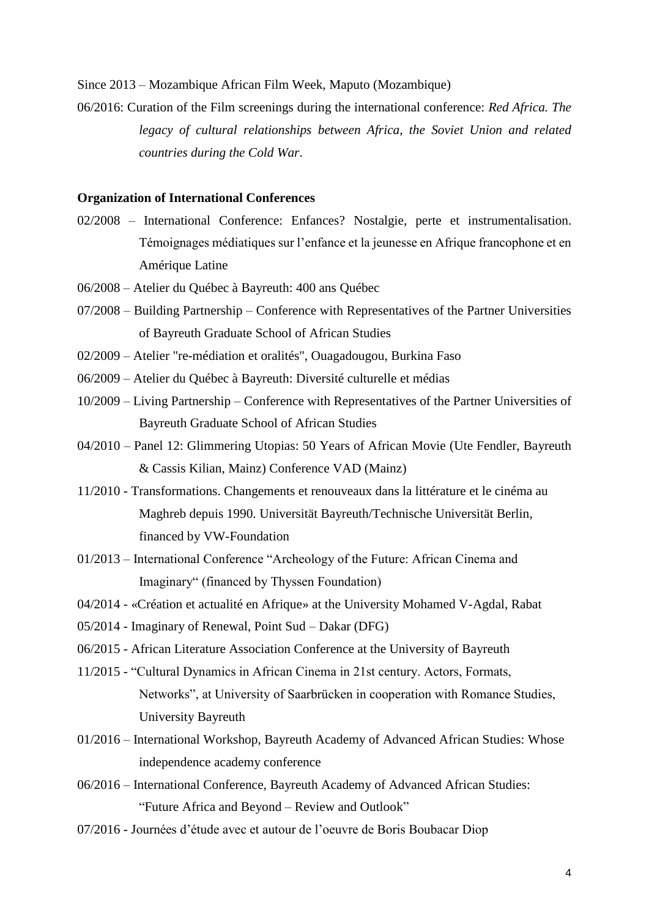Since 2013 – Mozambique African Film Week, Maputo (Mozambique)

06/2016: Curation of the Film screenings during the international conference: *Red Africa. The legacy of cultural relationships between Africa, the Soviet Union and related countries during the Cold War*.

**Organization of International Conferences**

02/2008 – International Conference: Enfances? Nostalgie, perte et instrumentalisation. Témoignages médiatiques sur l'enfance et la jeunesse en Afrique francophone et en Amérique Latine

06/2008 – Atelier du Québec à Bayreuth: 400 ans Québec

07/2008 – Building Partnership – Conference with Representatives of the Partner Universities of Bayreuth Graduate School of African Studies

02/2009 – Atelier "re-médiation et oralités", Ouagadougou, Burkina Faso

06/2009 – Atelier du Québec à Bayreuth: Diversité culturelle et médias

10/2009 – Living Partnership – Conference with Representatives of the Partner Universities of Bayreuth Graduate School of African Studies

04/2010 – Panel 12: Glimmering Utopias: 50 Years of African Movie (Ute Fendler, Bayreuth & Cassis Kilian, Mainz) Conference VAD (Mainz)

11/2010 - Transformations. Changements et renouveaux dans la littérature et le cinéma au Maghreb depuis 1990. Universität Bayreuth/Technische Universität Berlin, financed by VW-Foundation

01/2013 – International Conference "Archeology of the Future: African Cinema and Imaginary" (financed by Thyssen Foundation)

04/2014 - «Création et actualité en Afrique» at the University Mohamed V-Agdal, Rabat

05/2014 - Imaginary of Renewal, Point Sud – Dakar (DFG)

06/2015 - African Literature Association Conference at the University of Bayreuth

11/2015 - "Cultural Dynamics in African Cinema in 21st century. Actors, Formats, Networks", at University of Saarbrücken in cooperation with Romance Studies, University Bayreuth

01/2016 – International Workshop, Bayreuth Academy of Advanced African Studies: Whose independence academy conference

06/2016 – International Conference, Bayreuth Academy of Advanced African Studies: "Future Africa and Beyond – Review and Outlook"

07/2016 - Journées d'étude avec et autour de l'oeuvre de Boris Boubacar Diop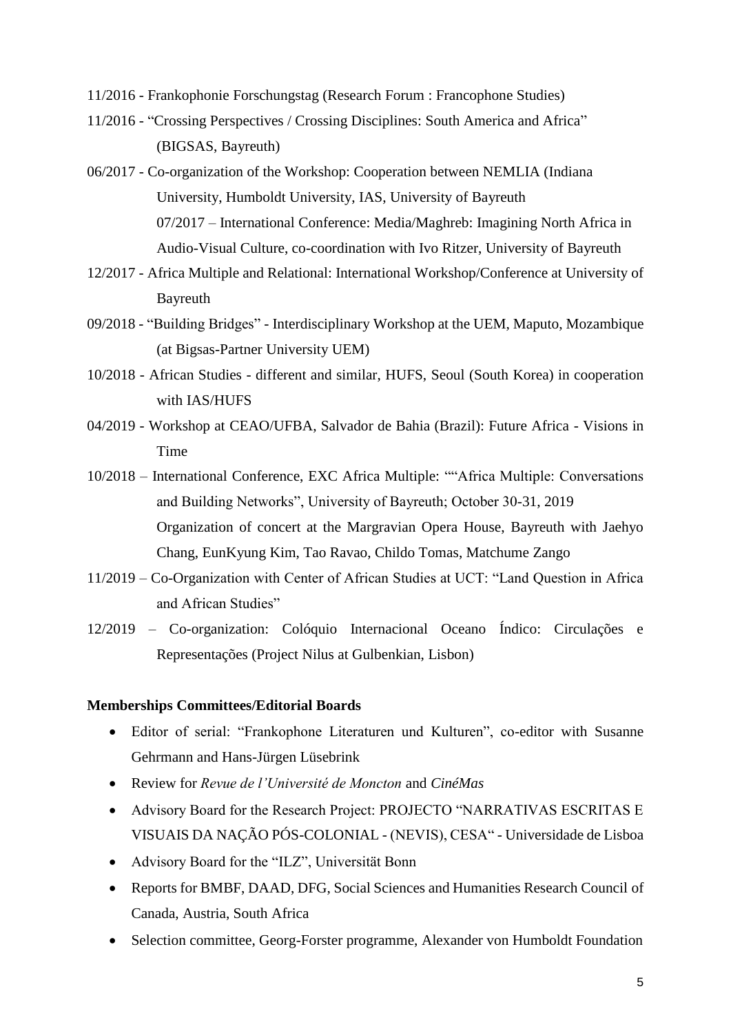11/2016 - Frankophonie Forschungstag (Research Forum : Francophone Studies)

11/2016 - "Crossing Perspectives / Crossing Disciplines: South America and Africa" (BIGSAS, Bayreuth)

06/2017 - Co-organization of the Workshop: Cooperation between NEMLIA (Indiana University, Humboldt University, IAS, University of Bayreuth
07/2017 – International Conference: Media/Maghreb: Imagining North Africa in Audio-Visual Culture, co-coordination with Ivo Ritzer, University of Bayreuth

12/2017 - Africa Multiple and Relational: International Workshop/Conference at University of Bayreuth

09/2018 - "Building Bridges" - Interdisciplinary Workshop at the UEM, Maputo, Mozambique (at Bigsas-Partner University UEM)

10/2018 - African Studies - different and similar, HUFS, Seoul (South Korea) in cooperation with IAS/HUFS

04/2019 - Workshop at CEAO/UFBA, Salvador de Bahia (Brazil): Future Africa - Visions in Time

10/2018 – International Conference, EXC Africa Multiple: ""Africa Multiple: Conversations and Building Networks", University of Bayreuth; October 30-31, 2019
Organization of concert at the Margravian Opera House, Bayreuth with Jaehyo Chang, EunKyung Kim, Tao Ravao, Childo Tomas, Matchume Zango

11/2019 – Co-Organization with Center of African Studies at UCT: "Land Question in Africa and African Studies"

12/2019 – Co-organization: Colóquio Internacional Oceano Índico: Circulações e Representações (Project Nilus at Gulbenkian, Lisbon)

**Memberships Committees/Editorial Boards**

- Editor of serial: "Frankophone Literaturen und Kulturen", co-editor with Susanne Gehrmann and Hans-Jürgen Lüsebrink
- Review for *Revue de l'Université de Moncton* and *CinéMas*
- Advisory Board for the Research Project: PROJECTO "NARRATIVAS ESCRITAS E VISUAIS DA NAÇÃO PÓS-COLONIAL - (NEVIS), CESA" - Universidade de Lisboa
- Advisory Board for the "ILZ", Universität Bonn
- Reports for BMBF, DAAD, DFG, Social Sciences and Humanities Research Council of Canada, Austria, South Africa
- Selection committee, Georg-Forster programme, Alexander von Humboldt Foundation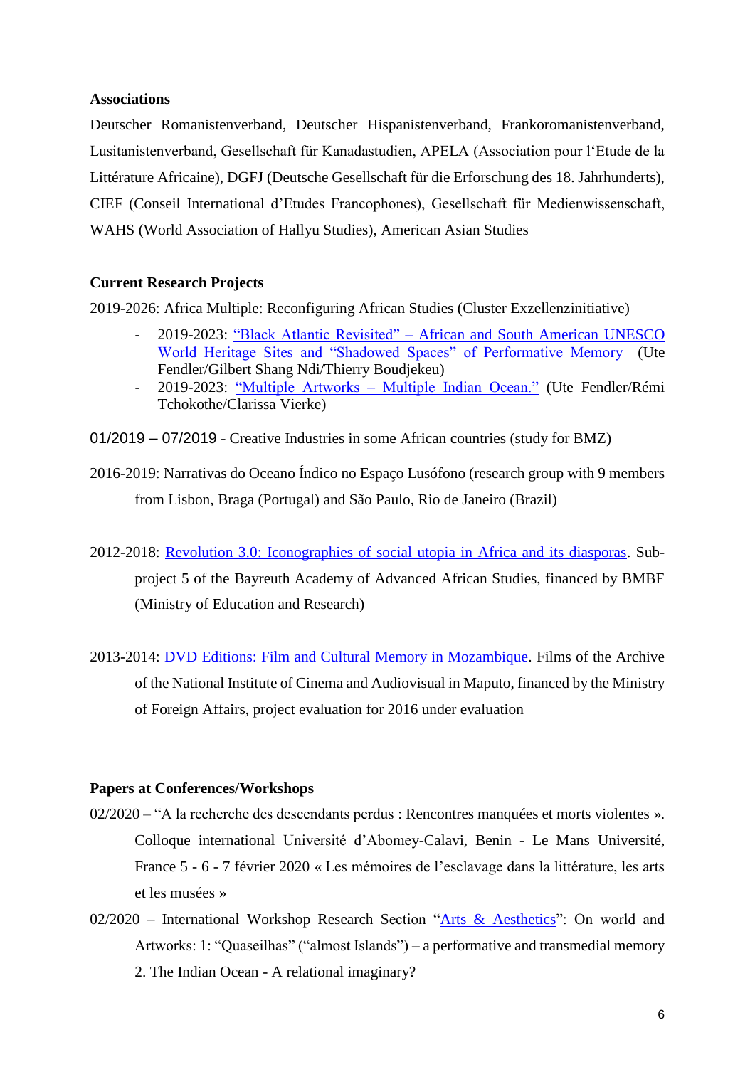**Associations**

Deutscher Romanistenverband, Deutscher Hispanistenverband, Frankoromanistenverband, Lusitanistenverband, Gesellschaft für Kanadastudien, APELA (Association pour l'Etude de la Littérature Africaine), DGFJ (Deutsche Gesellschaft für die Erforschung des 18. Jahrhunderts), CIEF (Conseil International d'Etudes Francophones), Gesellschaft für Medienwissenschaft, WAHS (World Association of Hallyu Studies), American Asian Studies

**Current Research Projects**

2019-2026: Africa Multiple: Reconfiguring African Studies (Cluster Exzellenzinitiative)

- 2019-2023: "Black Atlantic Revisited" – African and South American UNESCO World Heritage Sites and "Shadowed Spaces" of Performative Memory (Ute Fendler/Gilbert Shang Ndi/Thierry Boudjekeu)
- 2019-2023: "Multiple Artworks – Multiple Indian Ocean." (Ute Fendler/Rémi Tchokothe/Clarissa Vierke)

01/2019 – 07/2019 - Creative Industries in some African countries (study for BMZ)

2016-2019: Narrativas do Oceano Índico no Espaço Lusófono (research group with 9 members from Lisbon, Braga (Portugal) and São Paulo, Rio de Janeiro (Brazil)

2012-2018: Revolution 3.0: Iconographies of social utopia in Africa and its diasporas. Sub-project 5 of the Bayreuth Academy of Advanced African Studies, financed by BMBF (Ministry of Education and Research)

2013-2014: DVD Editions: Film and Cultural Memory in Mozambique. Films of the Archive of the National Institute of Cinema and Audiovisual in Maputo, financed by the Ministry of Foreign Affairs, project evaluation for 2016 under evaluation

**Papers at Conferences/Workshops**

02/2020 – "A la recherche des descendants perdus : Rencontres manquées et morts violentes ». Colloque international Université d'Abomey-Calavi, Benin - Le Mans Université, France 5 - 6 - 7 février 2020 « Les mémoires de l'esclavage dans la littérature, les arts et les musées »

02/2020 – International Workshop Research Section "Arts & Aesthetics": On world and Artworks: 1: "Quaseilhas" ("almost Islands") – a performative and transmedial memory 2. The Indian Ocean - A relational imaginary?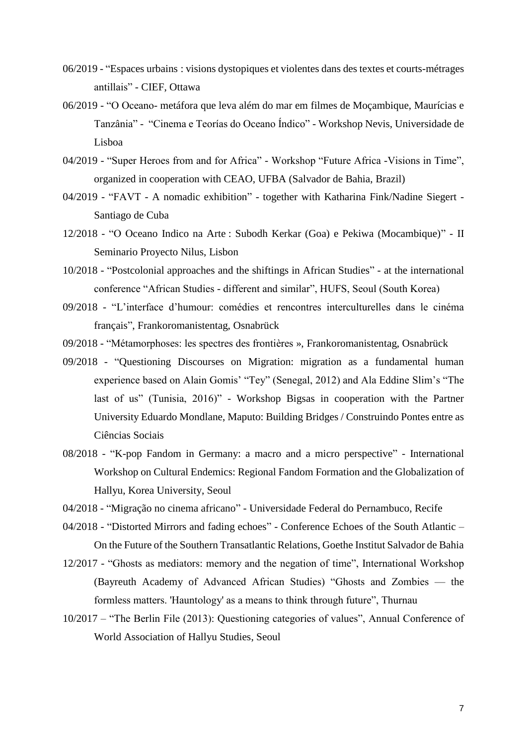06/2019 - "Espaces urbains : visions dystopiques et violentes dans des textes et courts-métrages antillais" - CIEF, Ottawa

06/2019 - "O Oceano- metáfora que leva além do mar em filmes de Moçambique, Maurícias e Tanzânia" - "Cinema e Teorías do Oceano Índico" - Workshop Nevis, Universidade de Lisboa

04/2019 - "Super Heroes from and for Africa" - Workshop "Future Africa -Visions in Time", organized in cooperation with CEAO, UFBA (Salvador de Bahia, Brazil)

04/2019 - "FAVT - A nomadic exhibition" - together with Katharina Fink/Nadine Siegert - Santiago de Cuba

12/2018 - "O Oceano Indico na Arte : Subodh Kerkar (Goa) e Pekiwa (Mocambique)" - II Seminario Proyecto Nilus, Lisbon

10/2018 - "Postcolonial approaches and the shiftings in African Studies" - at the international conference "African Studies - different and similar", HUFS, Seoul (South Korea)

09/2018 - "L'interface d'humour: comédies et rencontres interculturelles dans le cinéma français", Frankoromanistentag, Osnabrück

09/2018 - "Métamorphoses: les spectres des frontières », Frankoromanistentag, Osnabrück

09/2018 - "Questioning Discourses on Migration: migration as a fundamental human experience based on Alain Gomis' "Tey" (Senegal, 2012) and Ala Eddine Slim's "The last of us" (Tunisia, 2016)" - Workshop Bigsas in cooperation with the Partner University Eduardo Mondlane, Maputo: Building Bridges / Construindo Pontes entre as Ciências Sociais

08/2018 - "K-pop Fandom in Germany: a macro and a micro perspective" - International Workshop on Cultural Endemics: Regional Fandom Formation and the Globalization of Hallyu, Korea University, Seoul

04/2018 - "Migração no cinema africano" - Universidade Federal do Pernambuco, Recife

04/2018 - "Distorted Mirrors and fading echoes" - Conference Echoes of the South Atlantic – On the Future of the Southern Transatlantic Relations, Goethe Institut Salvador de Bahia

12/2017 - "Ghosts as mediators: memory and the negation of time", International Workshop (Bayreuth Academy of Advanced African Studies) "Ghosts and Zombies — the formless matters. 'Hauntology' as a means to think through future", Thurnau

10/2017 – "The Berlin File (2013): Questioning categories of values", Annual Conference of World Association of Hallyu Studies, Seoul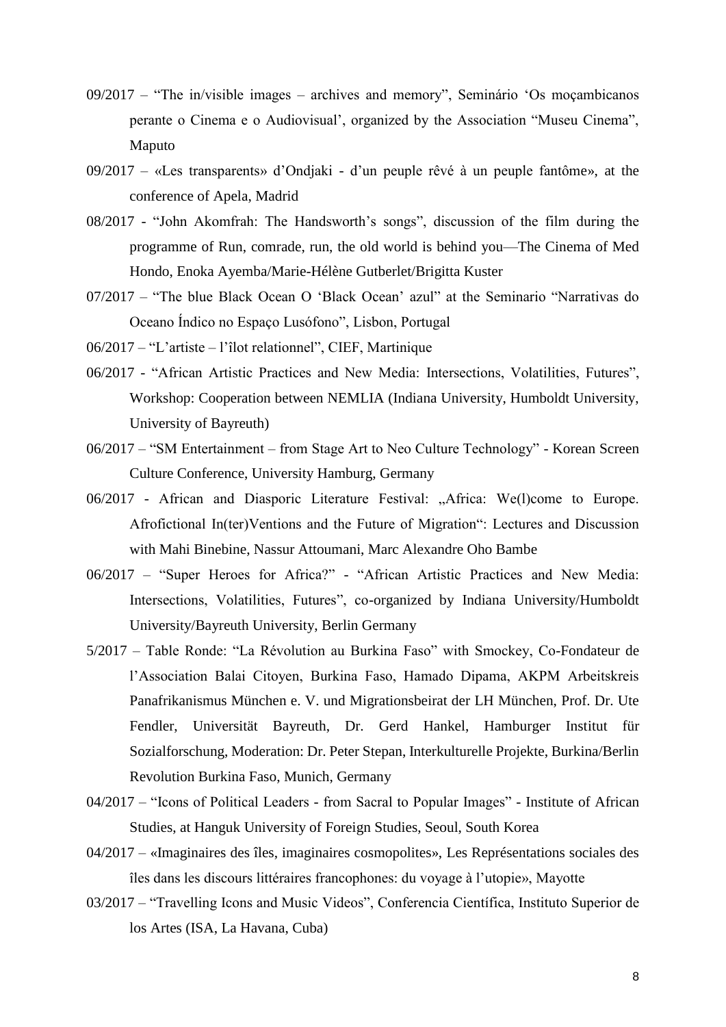09/2017 – "The in/visible images – archives and memory", Seminário 'Os moçambicanos perante o Cinema e o Audiovisual', organized by the Association "Museu Cinema", Maputo

09/2017 – «Les transparents» d'Ondjaki - d'un peuple rêvé à un peuple fantôme», at the conference of Apela, Madrid

08/2017 - "John Akomfrah: The Handsworth's songs", discussion of the film during the programme of Run, comrade, run, the old world is behind you—The Cinema of Med Hondo, Enoka Ayemba/Marie-Hélène Gutberlet/Brigitta Kuster

07/2017 – "The blue Black Ocean O 'Black Ocean' azul" at the Seminario "Narrativas do Oceano Índico no Espaço Lusófono", Lisbon, Portugal

06/2017 – "L'artiste – l'îlot relationnel", CIEF, Martinique

06/2017 - "African Artistic Practices and New Media: Intersections, Volatilities, Futures", Workshop: Cooperation between NEMLIA (Indiana University, Humboldt University, University of Bayreuth)

06/2017 – "SM Entertainment – from Stage Art to Neo Culture Technology" - Korean Screen Culture Conference, University Hamburg, Germany

06/2017 - African and Diasporic Literature Festival: „Africa: We(l)come to Europe. Afrofictional In(ter)Ventions and the Future of Migration": Lectures and Discussion with Mahi Binebine, Nassur Attoumani, Marc Alexandre Oho Bambe

06/2017 – "Super Heroes for Africa?" - "African Artistic Practices and New Media: Intersections, Volatilities, Futures", co-organized by Indiana University/Humboldt University/Bayreuth University, Berlin Germany

5/2017 – Table Ronde: "La Révolution au Burkina Faso" with Smockey, Co-Fondateur de l'Association Balai Citoyen, Burkina Faso, Hamado Dipama, AKPM Arbeitskreis Panafrikanismus München e. V. und Migrationsbeirat der LH München, Prof. Dr. Ute Fendler, Universität Bayreuth, Dr. Gerd Hankel, Hamburger Institut für Sozialforschung, Moderation: Dr. Peter Stepan, Interkulturelle Projekte, Burkina/Berlin Revolution Burkina Faso, Munich, Germany

04/2017 – "Icons of Political Leaders - from Sacral to Popular Images" - Institute of African Studies, at Hanguk University of Foreign Studies, Seoul, South Korea

04/2017 – «Imaginaires des îles, imaginaires cosmopolites», Les Représentations sociales des îles dans les discours littéraires francophones: du voyage à l'utopie», Mayotte

03/2017 – "Travelling Icons and Music Videos", Conferencia Científica, Instituto Superior de los Artes (ISA, La Havana, Cuba)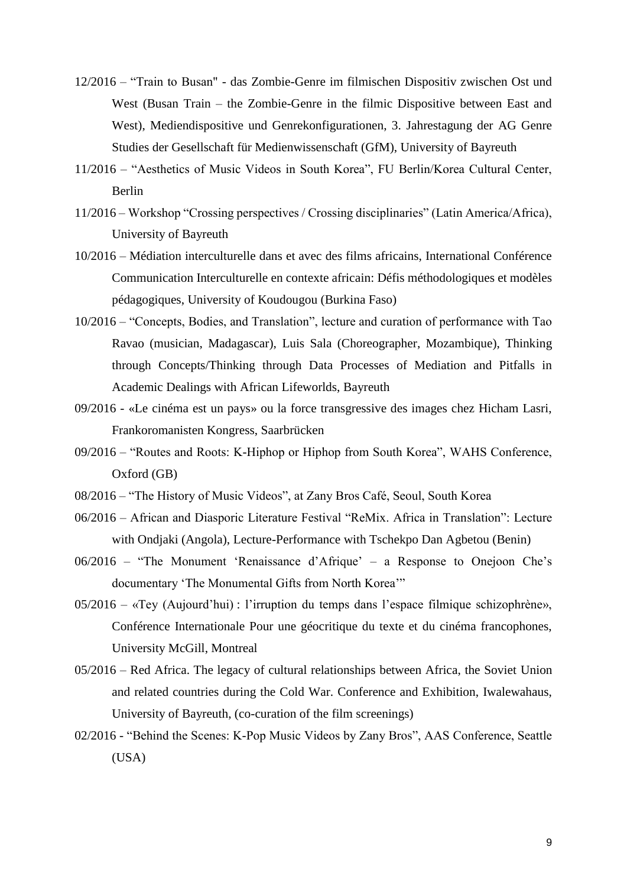12/2016 – "Train to Busan" - das Zombie-Genre im filmischen Dispositiv zwischen Ost und West (Busan Train – the Zombie-Genre in the filmic Dispositive between East and West), Mediendispositive und Genrekonfigurationen, 3. Jahrestagung der AG Genre Studies der Gesellschaft für Medienwissenschaft (GfM), University of Bayreuth

11/2016 – "Aesthetics of Music Videos in South Korea", FU Berlin/Korea Cultural Center, Berlin

11/2016 – Workshop "Crossing perspectives / Crossing disciplinaries" (Latin America/Africa), University of Bayreuth

10/2016 – Médiation interculturelle dans et avec des films africains, International Conférence Communication Interculturelle en contexte africain: Défis méthodologiques et modèles pédagogiques, University of Koudougou (Burkina Faso)

10/2016 – "Concepts, Bodies, and Translation", lecture and curation of performance with Tao Ravao (musician, Madagascar), Luis Sala (Choreographer, Mozambique), Thinking through Concepts/Thinking through Data Processes of Mediation and Pitfalls in Academic Dealings with African Lifeworlds, Bayreuth

09/2016 - «Le cinéma est un pays» ou la force transgressive des images chez Hicham Lasri, Frankoromanisten Kongress, Saarbrücken

09/2016 – "Routes and Roots: K-Hiphop or Hiphop from South Korea", WAHS Conference, Oxford (GB)

08/2016 – "The History of Music Videos", at Zany Bros Café, Seoul, South Korea

06/2016 – African and Diasporic Literature Festival "ReMix. Africa in Translation": Lecture with Ondjaki (Angola), Lecture-Performance with Tschekpo Dan Agbetou (Benin)

06/2016 – "The Monument 'Renaissance d'Afrique' – a Response to Onejoon Che's documentary 'The Monumental Gifts from North Korea'"

05/2016 – «Tey (Aujourd'hui) : l'irruption du temps dans l'espace filmique schizophrène», Conférence Internationale Pour une géocritique du texte et du cinéma francophones, University McGill, Montreal

05/2016 – Red Africa. The legacy of cultural relationships between Africa, the Soviet Union and related countries during the Cold War. Conference and Exhibition, Iwalewahaus, University of Bayreuth, (co-curation of the film screenings)

02/2016 - "Behind the Scenes: K-Pop Music Videos by Zany Bros", AAS Conference, Seattle (USA)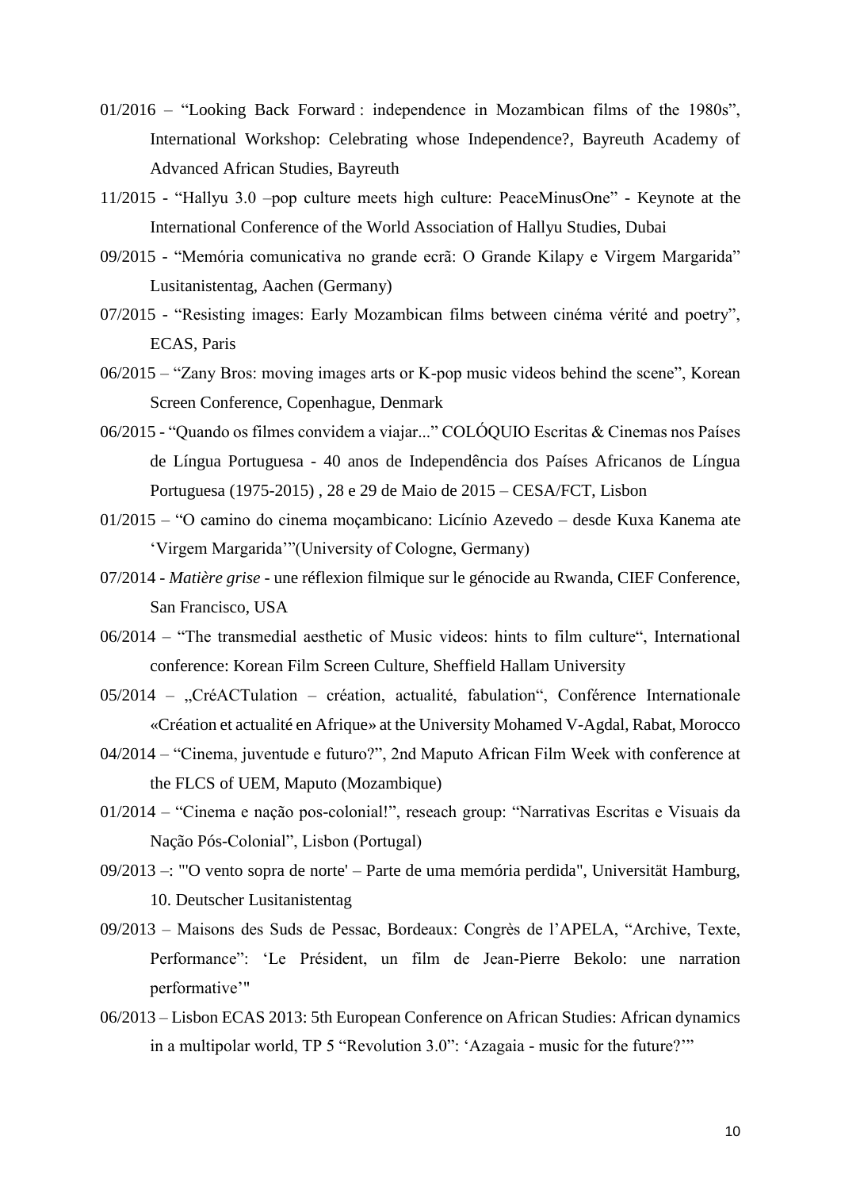01/2016 – "Looking Back Forward : independence in Mozambican films of the 1980s", International Workshop: Celebrating whose Independence?, Bayreuth Academy of Advanced African Studies, Bayreuth

11/2015 - "Hallyu 3.0 –pop culture meets high culture: PeaceMinusOne" - Keynote at the International Conference of the World Association of Hallyu Studies, Dubai

09/2015 - "Memória comunicativa no grande ecrã: O Grande Kilapy e Virgem Margarida" Lusitanistentag, Aachen (Germany)

07/2015 - "Resisting images: Early Mozambican films between cinéma vérité and poetry", ECAS, Paris

06/2015 – "Zany Bros: moving images arts or K-pop music videos behind the scene", Korean Screen Conference, Copenhague, Denmark

06/2015 - "Quando os filmes convidem a viajar..." COLÓQUIO Escritas & Cinemas nos Países de Língua Portuguesa - 40 anos de Independência dos Países Africanos de Língua Portuguesa (1975-2015) , 28 e 29 de Maio de 2015 – CESA/FCT, Lisbon

01/2015 – "O camino do cinema moçambicano: Licínio Azevedo – desde Kuxa Kanema ate 'Virgem Margarida'"(University of Cologne, Germany)

07/2014 - *Matière grise* - une réflexion filmique sur le génocide au Rwanda, CIEF Conference, San Francisco, USA

06/2014 – "The transmedial aesthetic of Music videos: hints to film culture", International conference: Korean Film Screen Culture, Sheffield Hallam University

05/2014 – „CréACTulation – création, actualité, fabulation", Conférence Internationale «Création et actualité en Afrique» at the University Mohamed V-Agdal, Rabat, Morocco

04/2014 – "Cinema, juventude e futuro?", 2nd Maputo African Film Week with conference at the FLCS of UEM, Maputo (Mozambique)

01/2014 – "Cinema e nação pos-colonial!", reseach group: "Narrativas Escritas e Visuais da Nação Pós-Colonial", Lisbon (Portugal)

09/2013 –: "'O vento sopra de norte' – Parte de uma memória perdida", Universität Hamburg, 10. Deutscher Lusitanistentag

09/2013 – Maisons des Suds de Pessac, Bordeaux: Congrès de l'APELA, "Archive, Texte, Performance": 'Le Président, un film de Jean-Pierre Bekolo: une narration performative'"

06/2013 – Lisbon ECAS 2013: 5th European Conference on African Studies: African dynamics in a multipolar world, TP 5 "Revolution 3.0": 'Azagaia - music for the future?'"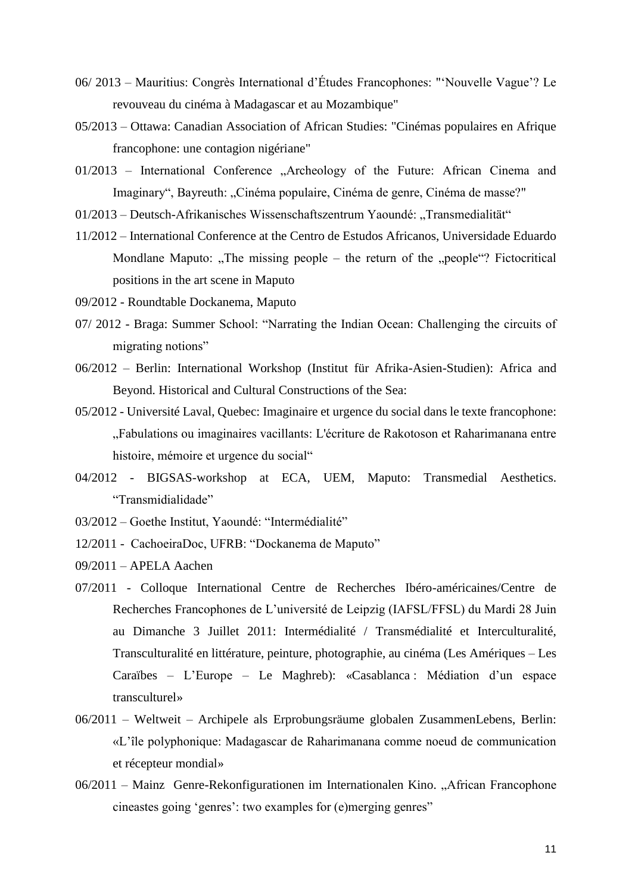06/ 2013 – Mauritius: Congrès International d'Études Francophones: "'Nouvelle Vague'? Le revouveau du cinéma à Madagascar et au Mozambique"

05/2013 – Ottawa: Canadian Association of African Studies: "Cinémas populaires en Afrique francophone: une contagion nigériane"

01/2013 – International Conference „Archeology of the Future: African Cinema and Imaginary", Bayreuth: „Cinéma populaire, Cinéma de genre, Cinéma de masse?"

01/2013 – Deutsch-Afrikanisches Wissenschaftszentrum Yaoundé: „Transmedialität"

11/2012 – International Conference at the Centro de Estudos Africanos, Universidade Eduardo Mondlane Maputo: „The missing people – the return of the „people"? Fictocritical positions in the art scene in Maputo

09/2012 - Roundtable Dockanema, Maputo

07/ 2012 - Braga: Summer School: "Narrating the Indian Ocean: Challenging the circuits of migrating notions"

06/2012 – Berlin: International Workshop (Institut für Afrika-Asien-Studien): Africa and Beyond. Historical and Cultural Constructions of the Sea:

05/2012 - Université Laval, Quebec: Imaginaire et urgence du social dans le texte francophone: „Fabulations ou imaginaires vacillants: L'écriture de Rakotoson et Raharimanana entre histoire, mémoire et urgence du social"

04/2012 - BIGSAS-workshop at ECA, UEM, Maputo: Transmedial Aesthetics. "Transmidialidade"

03/2012 – Goethe Institut, Yaoundé: "Intermédialité"

12/2011 - CachoeiraDoc, UFRB: "Dockanema de Maputo"

09/2011 – APELA Aachen

07/2011 - Colloque International Centre de Recherches Ibéro-américaines/Centre de Recherches Francophones de L'université de Leipzig (IAFSL/FFSL) du Mardi 28 Juin au Dimanche 3 Juillet 2011: Intermédialité / Transmédialité et Interculturalité, Transculturalité en littérature, peinture, photographie, au cinéma (Les Amériques – Les Caraïbes – L'Europe – Le Maghreb): «Casablanca : Médiation d'un espace transculturel»

06/2011 – Weltweit – Archipele als Erprobungsräume globalen ZusammenLebens, Berlin: «L'île polyphonique: Madagascar de Raharimanana comme noeud de communication et récepteur mondial»

06/2011 – Mainz Genre-Rekonfigurationen im Internationalen Kino. „African Francophone cineastes going 'genres': two examples for (e)merging genres"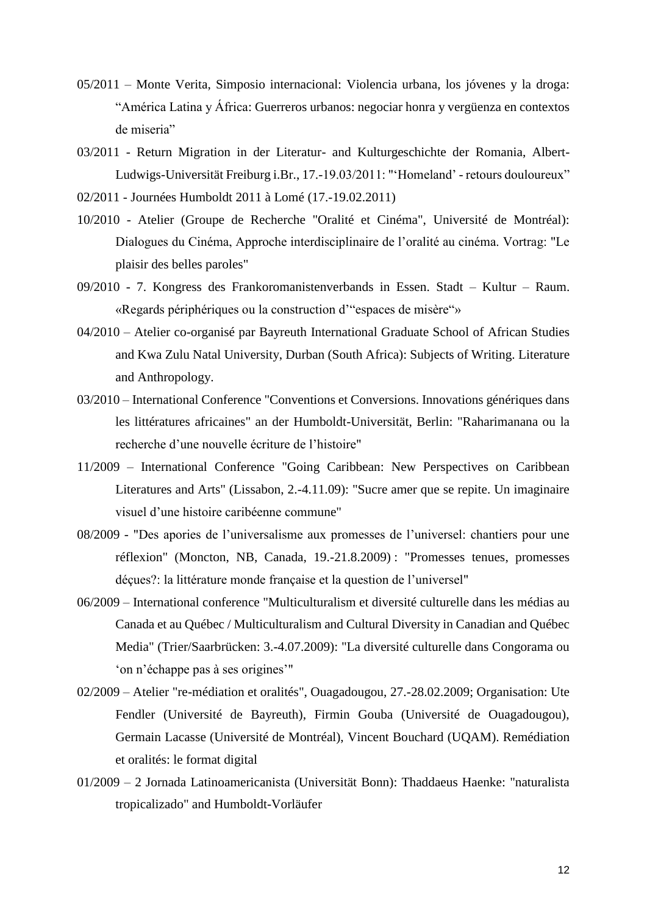05/2011 – Monte Verita, Simposio internacional: Violencia urbana, los jóvenes y la droga: "América Latina y África: Guerreros urbanos: negociar honra y vergüenza en contextos de miseria"

03/2011 - Return Migration in der Literatur- and Kulturgeschichte der Romania, Albert-Ludwigs-Universität Freiburg i.Br., 17.-19.03/2011: "'Homeland' - retours douloureux"

02/2011 - Journées Humboldt 2011 à Lomé (17.-19.02.2011)

10/2010 - Atelier (Groupe de Recherche "Oralité et Cinéma", Université de Montréal): Dialogues du Cinéma, Approche interdisciplinaire de l'oralité au cinéma. Vortrag: "Le plaisir des belles paroles"

09/2010 - 7. Kongress des Frankoromanistenverbands in Essen. Stadt – Kultur – Raum. «Regards périphériques ou la construction d'"espaces de misère"»

04/2010 – Atelier co-organisé par Bayreuth International Graduate School of African Studies and Kwa Zulu Natal University, Durban (South Africa): Subjects of Writing. Literature and Anthropology.

03/2010 – International Conference "Conventions et Conversions. Innovations génériques dans les littératures africaines" an der Humboldt-Universität, Berlin: "Raharimanana ou la recherche d'une nouvelle écriture de l'histoire"

11/2009 – International Conference "Going Caribbean: New Perspectives on Caribbean Literatures and Arts" (Lissabon, 2.-4.11.09): "Sucre amer que se repite. Un imaginaire visuel d'une histoire caribéenne commune"

08/2009 - "Des apories de l'universalisme aux promesses de l'universel: chantiers pour une réflexion" (Moncton, NB, Canada, 19.-21.8.2009) : "Promesses tenues, promesses déçues?: la littérature monde française et la question de l'universel"

06/2009 – International conference "Multiculturalism et diversité culturelle dans les médias au Canada et au Québec / Multiculturalism and Cultural Diversity in Canadian and Québec Media" (Trier/Saarbrücken: 3.-4.07.2009): "La diversité culturelle dans Congorama ou 'on n'échappe pas à ses origines'"

02/2009 – Atelier "re-médiation et oralités", Ouagadougou, 27.-28.02.2009; Organisation: Ute Fendler (Université de Bayreuth), Firmin Gouba (Université de Ouagadougou), Germain Lacasse (Université de Montréal), Vincent Bouchard (UQAM). Remédiation et oralités: le format digital

01/2009 – 2 Jornada Latinoamericanista (Universität Bonn): Thaddaeus Haenke: "naturalista tropicalizado" and Humboldt-Vorläufer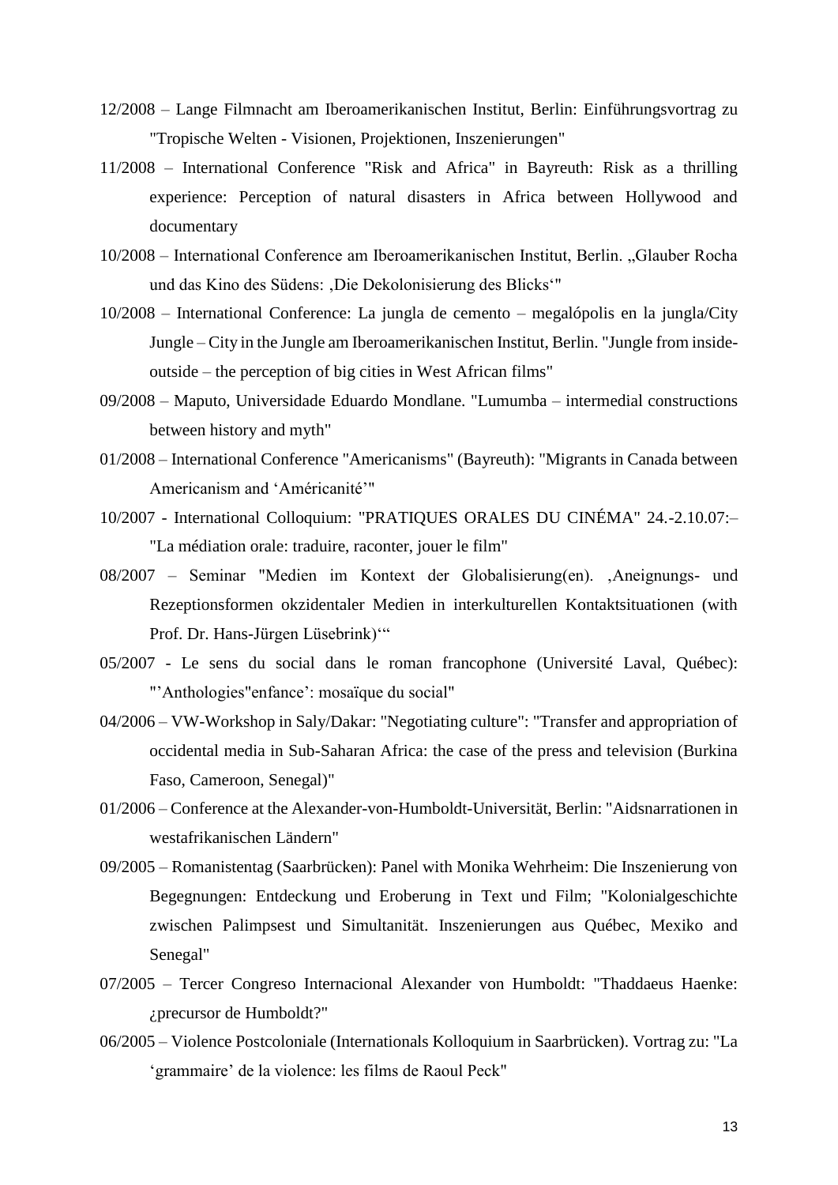12/2008 – Lange Filmnacht am Iberoamerikanischen Institut, Berlin: Einführungsvortrag zu "Tropische Welten - Visionen, Projektionen, Inszenierungen"

11/2008 – International Conference "Risk and Africa" in Bayreuth: Risk as a thrilling experience: Perception of natural disasters in Africa between Hollywood and documentary

10/2008 – International Conference am Iberoamerikanischen Institut, Berlin. „Glauber Rocha und das Kino des Südens: ‚Die Dekolonisierung des Blicks'"

10/2008 – International Conference: La jungla de cemento – megalópolis en la jungla/City Jungle – City in the Jungle am Iberoamerikanischen Institut, Berlin. "Jungle from inside-outside – the perception of big cities in West African films"

09/2008 – Maputo, Universidade Eduardo Mondlane. "Lumumba – intermedial constructions between history and myth"

01/2008 – International Conference "Americanisms" (Bayreuth): "Migrants in Canada between Americanism and 'Américanité'"

10/2007 - International Colloquium: "PRATIQUES ORALES DU CINÉMA" 24.-2.10.07:– "La médiation orale: traduire, raconter, jouer le film"

08/2007 – Seminar "Medien im Kontext der Globalisierung(en). ‚Aneignungs- und Rezeptionsformen okzidentaler Medien in interkulturellen Kontaktsituationen (with Prof. Dr. Hans-Jürgen Lüsebrink)'"

05/2007 - Le sens du social dans le roman francophone (Université Laval, Québec): "'Anthologies"enfance': mosaïque du social"

04/2006 – VW-Workshop in Saly/Dakar: "Negotiating culture": "Transfer and appropriation of occidental media in Sub-Saharan Africa: the case of the press and television (Burkina Faso, Cameroon, Senegal)"

01/2006 – Conference at the Alexander-von-Humboldt-Universität, Berlin: "Aidsnarrationen in westafrikanischen Ländern"

09/2005 – Romanistentag (Saarbrücken): Panel with Monika Wehrheim: Die Inszenierung von Begegnungen: Entdeckung und Eroberung in Text und Film; "Kolonialgeschichte zwischen Palimpsest und Simultanität. Inszenierungen aus Québec, Mexiko and Senegal"

07/2005 – Tercer Congreso Internacional Alexander von Humboldt: "Thaddaeus Haenke: ¿precursor de Humboldt?"

06/2005 – Violence Postcoloniale (Internationals Kolloquium in Saarbrücken). Vortrag zu: "La 'grammaire' de la violence: les films de Raoul Peck"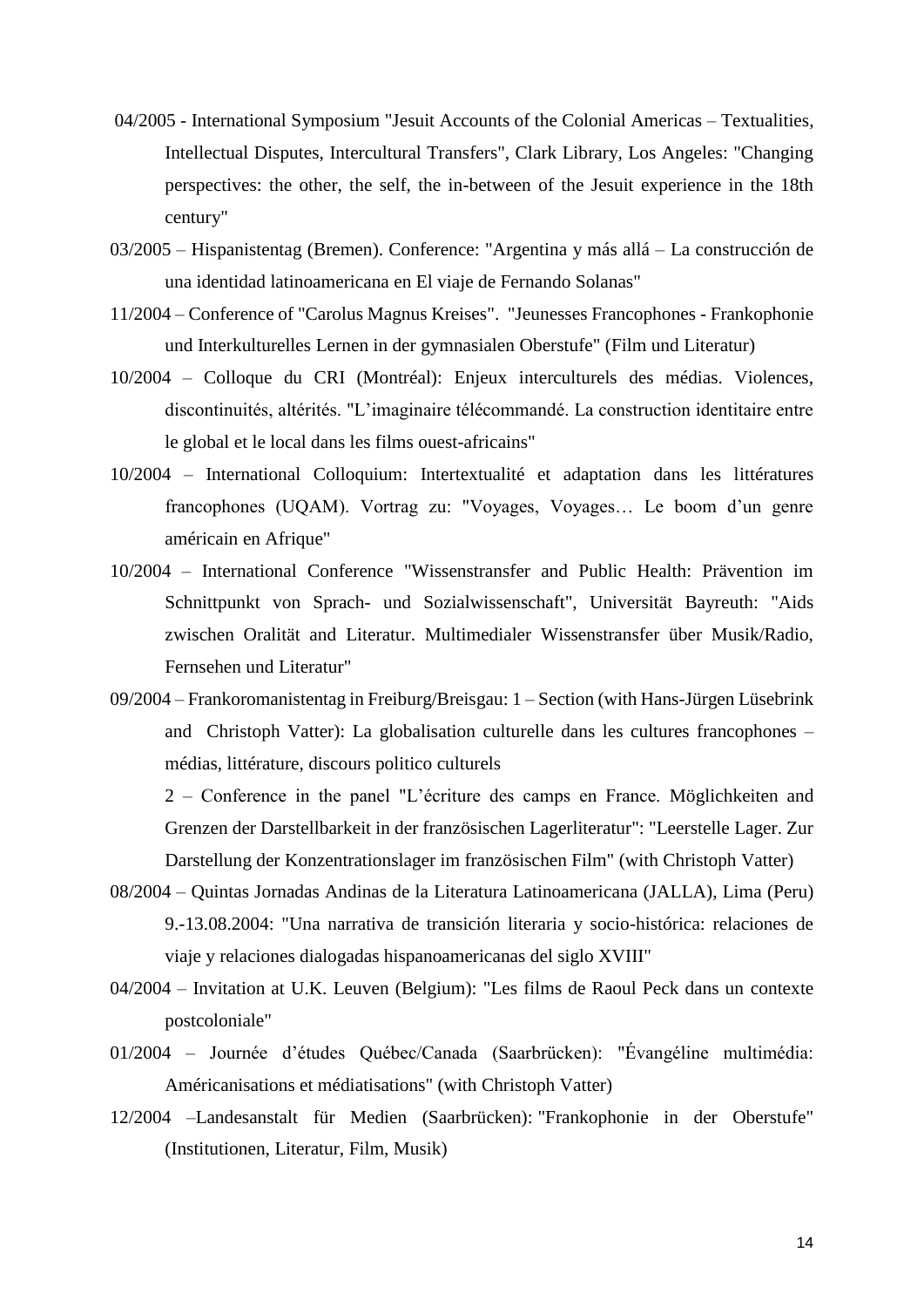04/2005 - International Symposium "Jesuit Accounts of the Colonial Americas – Textualities, Intellectual Disputes, Intercultural Transfers", Clark Library, Los Angeles: "Changing perspectives: the other, the self, the in-between of the Jesuit experience in the 18th century"

03/2005 – Hispanistentag (Bremen). Conference: "Argentina y más allá – La construcción de una identidad latinoamericana en El viaje de Fernando Solanas"

11/2004 – Conference of "Carolus Magnus Kreises". "Jeunesses Francophones - Frankophonie und Interkulturelles Lernen in der gymnasialen Oberstufe" (Film und Literatur)

10/2004 – Colloque du CRI (Montréal): Enjeux interculturels des médias. Violences, discontinuités, altérités. "L'imaginaire télécommandé. La construction identitaire entre le global et le local dans les films ouest-africains"

10/2004 – International Colloquium: Intertextualité et adaptation dans les littératures francophones (UQAM). Vortrag zu: "Voyages, Voyages… Le boom d'un genre américain en Afrique"

10/2004 – International Conference "Wissenstransfer and Public Health: Prävention im Schnittpunkt von Sprach- und Sozialwissenschaft", Universität Bayreuth: "Aids zwischen Oralität and Literatur. Multimedialer Wissenstransfer über Musik/Radio, Fernsehen und Literatur"

09/2004 – Frankoromanistentag in Freiburg/Breisgau: 1 – Section (with Hans-Jürgen Lüsebrink and Christoph Vatter): La globalisation culturelle dans les cultures francophones – médias, littérature, discours politico culturels

2 – Conference in the panel "L'écriture des camps en France. Möglichkeiten and Grenzen der Darstellbarkeit in der französischen Lagerliteratur": "Leerstelle Lager. Zur Darstellung der Konzentrationslager im französischen Film" (with Christoph Vatter)

08/2004 – Quintas Jornadas Andinas de la Literatura Latinoamericana (JALLA), Lima (Peru) 9.-13.08.2004: "Una narrativa de transición literaria y socio-histórica: relaciones de viaje y relaciones dialogadas hispanoamericanas del siglo XVIII"

04/2004 – Invitation at U.K. Leuven (Belgium): "Les films de Raoul Peck dans un contexte postcoloniale"

01/2004 – Journée d'études Québec/Canada (Saarbrücken): "Évangéline multimédia: Américanisations et médiatisations" (with Christoph Vatter)

12/2004 –Landesanstalt für Medien (Saarbrücken): "Frankophonie in der Oberstufe" (Institutionen, Literatur, Film, Musik)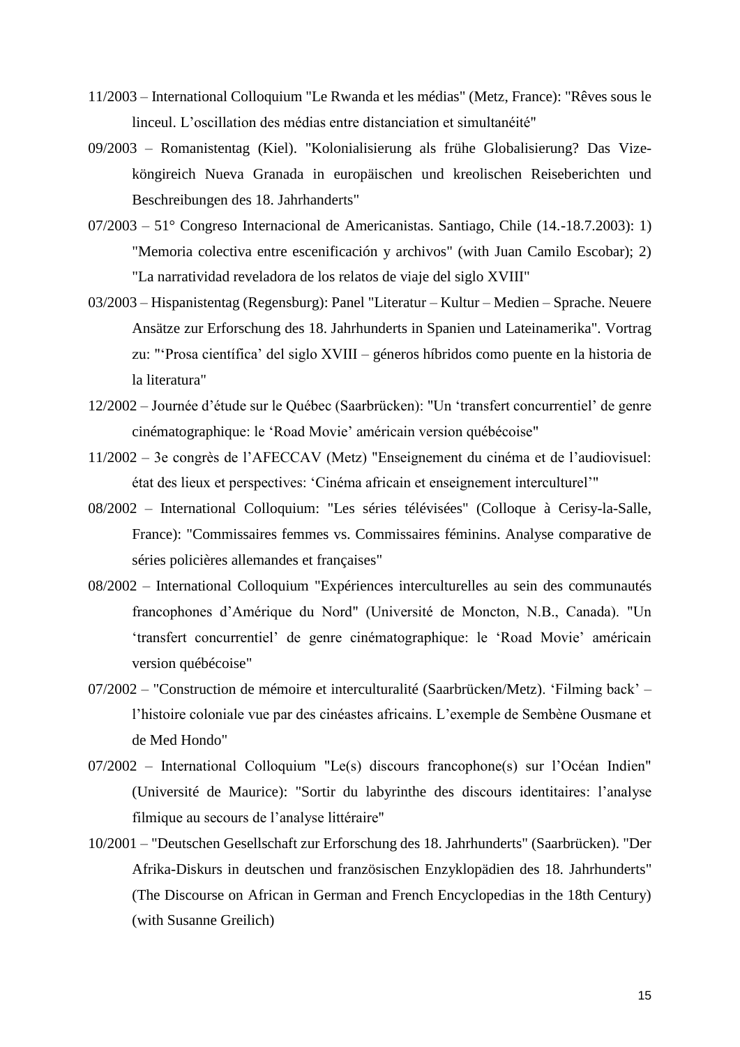11/2003 – International Colloquium "Le Rwanda et les médias" (Metz, France): "Rêves sous le linceul. L'oscillation des médias entre distanciation et simultanéité"

09/2003 – Romanistentag (Kiel). "Kolonialisierung als frühe Globalisierung? Das Vize-köngireich Nueva Granada in europäischen und kreolischen Reiseberichten und Beschreibungen des 18. Jahrhanderts"

07/2003 – 51° Congreso Internacional de Americanistas. Santiago, Chile (14.-18.7.2003): 1) "Memoria colectiva entre escenificación y archivos" (with Juan Camilo Escobar); 2) "La narratividad reveladora de los relatos de viaje del siglo XVIII"

03/2003 – Hispanistentag (Regensburg): Panel "Literatur – Kultur – Medien – Sprache. Neuere Ansätze zur Erforschung des 18. Jahrhunderts in Spanien und Lateinamerika". Vortrag zu: "'Prosa científica' del siglo XVIII – géneros híbridos como puente en la historia de la literatura"

12/2002 – Journée d'étude sur le Québec (Saarbrücken): "Un 'transfert concurrentiel' de genre cinématographique: le 'Road Movie' américain version québécoise"

11/2002 – 3e congrès de l'AFECCAV (Metz) "Enseignement du cinéma et de l'audiovisuel: état des lieux et perspectives: 'Cinéma africain et enseignement interculturel'"

08/2002 – International Colloquium: "Les séries télévisées" (Colloque à Cerisy-la-Salle, France): "Commissaires femmes vs. Commissaires féminins. Analyse comparative de séries policières allemandes et françaises"

08/2002 – International Colloquium "Expériences interculturelles au sein des communautés francophones d'Amérique du Nord" (Université de Moncton, N.B., Canada). "Un 'transfert concurrentiel' de genre cinématographique: le 'Road Movie' américain version québécoise"

07/2002 – "Construction de mémoire et interculturalité (Saarbrücken/Metz). 'Filming back' – l'histoire coloniale vue par des cinéastes africains. L'exemple de Sembène Ousmane et de Med Hondo"

07/2002 – International Colloquium "Le(s) discours francophone(s) sur l'Océan Indien" (Université de Maurice): "Sortir du labyrinthe des discours identitaires: l'analyse filmique au secours de l'analyse littéraire"

10/2001 – "Deutschen Gesellschaft zur Erforschung des 18. Jahrhunderts" (Saarbrücken). "Der Afrika-Diskurs in deutschen und französischen Enzyklopädien des 18. Jahrhunderts" (The Discourse on African in German and French Encyclopedias in the 18th Century) (with Susanne Greilich)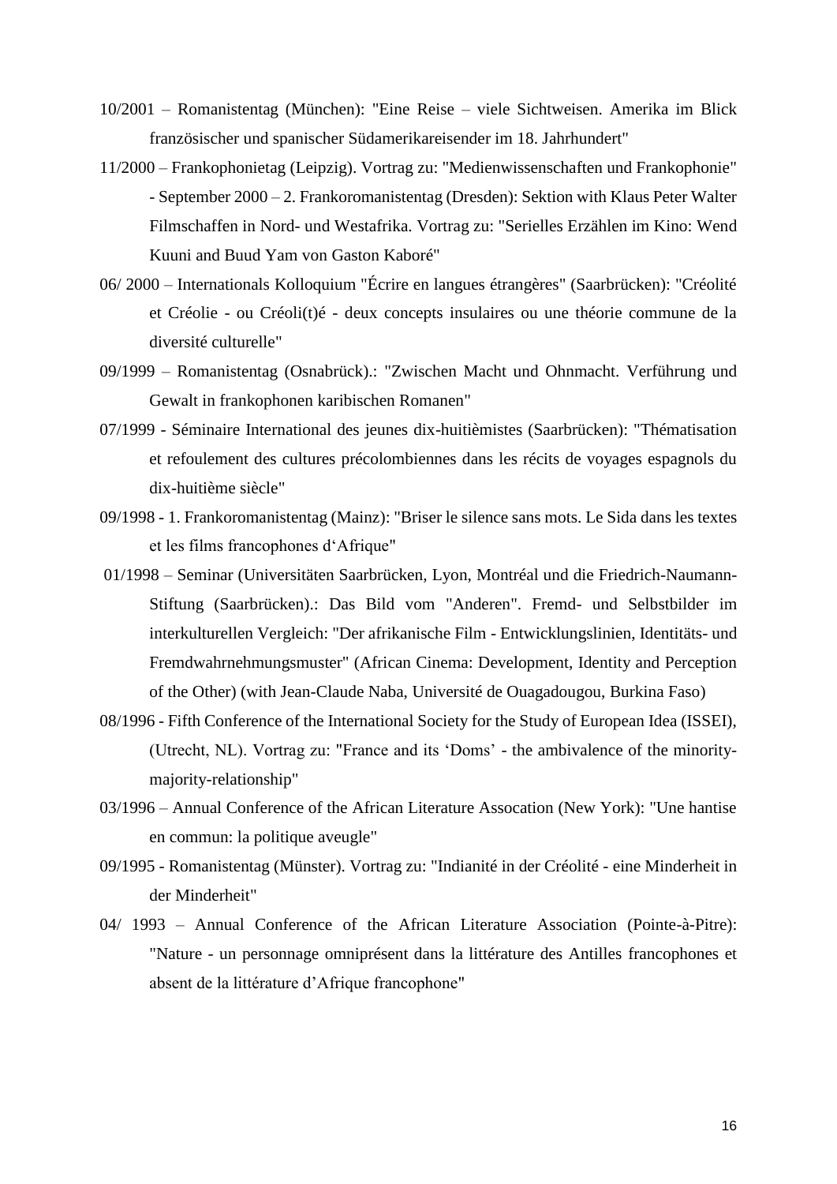10/2001 – Romanistentag (München): "Eine Reise – viele Sichtweisen. Amerika im Blick französischer und spanischer Südamerikareisender im 18. Jahrhundert"

11/2000 – Frankophonietag (Leipzig). Vortrag zu: "Medienwissenschaften und Frankophonie" - September 2000 – 2. Frankoromanistentag (Dresden): Sektion with Klaus Peter Walter Filmschaffen in Nord- und Westafrika. Vortrag zu: "Serielles Erzählen im Kino: Wend Kuuni and Buud Yam von Gaston Kaboré"

06/ 2000 – Internationals Kolloquium "Écrire en langues étrangères" (Saarbrücken): "Créolité et Créolie - ou Créoli(t)é - deux concepts insulaires ou une théorie commune de la diversité culturelle"

09/1999 – Romanistentag (Osnabrück).: "Zwischen Macht und Ohnmacht. Verführung und Gewalt in frankophonen karibischen Romanen"

07/1999 - Séminaire International des jeunes dix-huitièmistes (Saarbrücken): "Thématisation et refoulement des cultures précolombiennes dans les récits de voyages espagnols du dix-huitième siècle"

09/1998 - 1. Frankoromanistentag (Mainz): "Briser le silence sans mots. Le Sida dans les textes et les films francophones d'Afrique"

01/1998 – Seminar (Universitäten Saarbrücken, Lyon, Montréal und die Friedrich-Naumann-Stiftung (Saarbrücken).: Das Bild vom "Anderen". Fremd- und Selbstbilder im interkulturellen Vergleich: "Der afrikanische Film - Entwicklungslinien, Identitäts- und Fremdwahrnehmungsmuster" (African Cinema: Development, Identity and Perception of the Other) (with Jean-Claude Naba, Université de Ouagadougou, Burkina Faso)

08/1996 - Fifth Conference of the International Society for the Study of European Idea (ISSEI), (Utrecht, NL). Vortrag zu: "France and its 'Doms' - the ambivalence of the minority-majority-relationship"

03/1996 – Annual Conference of the African Literature Assocation (New York): "Une hantise en commun: la politique aveugle"

09/1995 - Romanistentag (Münster). Vortrag zu: "Indianité in der Créolité - eine Minderheit in der Minderheit"

04/ 1993 – Annual Conference of the African Literature Association (Pointe-à-Pitre): "Nature - un personnage omniprésent dans la littérature des Antilles francophones et absent de la littérature d'Afrique francophone"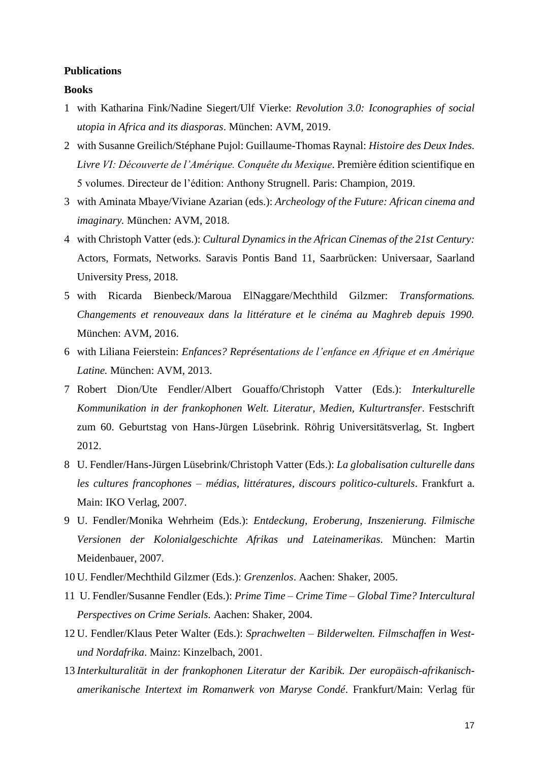**Publications**

**Books**

1. with Katharina Fink/Nadine Siegert/Ulf Vierke: *Revolution 3.0: Iconographies of social utopia in Africa and its diasporas*. München: AVM, 2019.
2. with Susanne Greilich/Stéphane Pujol: Guillaume-Thomas Raynal: *Histoire des Deux Indes. Livre VI: Découverte de l'Amérique. Conquête du Mexique*. Première édition scientifique en 5 volumes. Directeur de l'édition: Anthony Strugnell. Paris: Champion, 2019.
3. with Aminata Mbaye/Viviane Azarian (eds.): *Archeology of the Future: African cinema and imaginary.* München*:* AVM, 2018.
4. with Christoph Vatter (eds.): *Cultural Dynamics in the African Cinemas of the 21st Century:* Actors, Formats, Networks. Saravis Pontis Band 11, Saarbrücken: Universaar, Saarland University Press, 2018.
5. with Ricarda Bienbeck/Maroua ElNaggare/Mechthild Gilzmer: *Transformations. Changements et renouveaux dans la littérature et le cinéma au Maghreb depuis 1990.* München: AVM, 2016.
6. with Liliana Feierstein: *Enfances? Représentations de l'enfance en Afrique et en Amérique Latine.* München: AVM, 2013.
7. Robert Dion/Ute Fendler/Albert Gouaffo/Christoph Vatter (Eds.): *Interkulturelle Kommunikation in der frankophonen Welt. Literatur, Medien, Kulturtransfer*. Festschrift zum 60. Geburtstag von Hans-Jürgen Lüsebrink. Röhrig Universitätsverlag, St. Ingbert 2012.
8. U. Fendler/Hans-Jürgen Lüsebrink/Christoph Vatter (Eds.): *La globalisation culturelle dans les cultures francophones – médias, littératures, discours politico-culturels*. Frankfurt a. Main: IKO Verlag, 2007.
9. U. Fendler/Monika Wehrheim (Eds.): *Entdeckung, Eroberung, Inszenierung. Filmische Versionen der Kolonialgeschichte Afrikas und Lateinamerikas*. München: Martin Meidenbauer, 2007.
10. U. Fendler/Mechthild Gilzmer (Eds.): *Grenzenlos*. Aachen: Shaker, 2005.
11. U. Fendler/Susanne Fendler (Eds.): *Prime Time – Crime Time – Global Time? Intercultural Perspectives on Crime Serials.* Aachen: Shaker, 2004.
12. U. Fendler/Klaus Peter Walter (Eds.): *Sprachwelten – Bilderwelten. Filmschaffen in West- und Nordafrika*. Mainz: Kinzelbach, 2001.
13. *Interkulturalität in der frankophonen Literatur der Karibik. Der europäisch-afrikanisch-amerikanische Intertext im Romanwerk von Maryse Condé*. Frankfurt/Main: Verlag für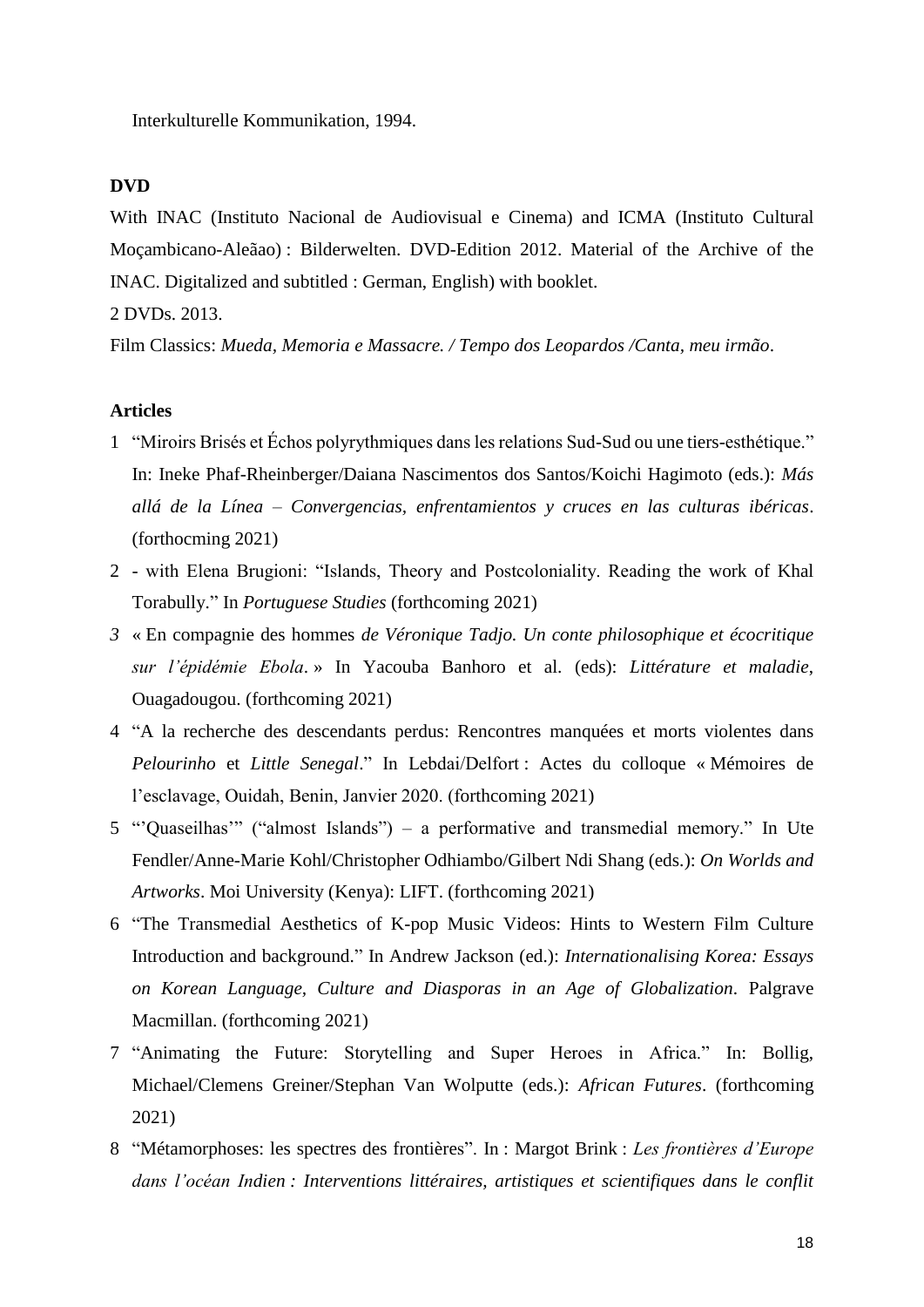Interkulturelle Kommunikation, 1994.

**DVD**

With INAC (Instituto Nacional de Audiovisual e Cinema) and ICMA (Instituto Cultural Moçambicano-Aleãao) : Bilderwelten. DVD-Edition 2012. Material of the Archive of the INAC. Digitalized and subtitled : German, English) with booklet.

2 DVDs. 2013.

Film Classics: *Mueda, Memoria e Massacre. / Tempo dos Leopardos /Canta, meu irmão*.

**Articles**

1 "Miroirs Brisés et Échos polyrythmiques dans les relations Sud-Sud ou une tiers-esthétique." In: Ineke Phaf-Rheinberger/Daiana Nascimentos dos Santos/Koichi Hagimoto (eds.): *Más allá de la Línea – Convergencias, enfrentamientos y cruces en las culturas ibéricas*. (forthocming 2021)

2 - with Elena Brugioni: "Islands, Theory and Postcoloniality. Reading the work of Khal Torabully." In *Portuguese Studies* (forthcoming 2021)

*3* « En compagnie des hommes *de Véronique Tadjo. Un conte philosophique et écocritique sur l'épidémie Ebola*. » In Yacouba Banhoro et al. (eds): *Littérature et maladie*, Ouagadougou. (forthcoming 2021)

4 "A la recherche des descendants perdus: Rencontres manquées et morts violentes dans *Pelourinho* et *Little Senegal*." In Lebdai/Delfort : Actes du colloque « Mémoires de l'esclavage, Ouidah, Benin, Janvier 2020. (forthcoming 2021)

5 "'Quaseilhas'" ("almost Islands") – a performative and transmedial memory." In Ute Fendler/Anne-Marie Kohl/Christopher Odhiambo/Gilbert Ndi Shang (eds.): *On Worlds and Artworks*. Moi University (Kenya): LIFT. (forthcoming 2021)

6 "The Transmedial Aesthetics of K-pop Music Videos: Hints to Western Film Culture Introduction and background." In Andrew Jackson (ed.): *Internationalising Korea: Essays on Korean Language, Culture and Diasporas in an Age of Globalization*. Palgrave Macmillan. (forthcoming 2021)

7 "Animating the Future: Storytelling and Super Heroes in Africa." In: Bollig, Michael/Clemens Greiner/Stephan Van Wolputte (eds.): *African Futures*. (forthcoming 2021)

8 "Métamorphoses: les spectres des frontières". In : Margot Brink : *Les frontières d'Europe dans l'océan Indien : Interventions littéraires, artistiques et scientifiques dans le conflit*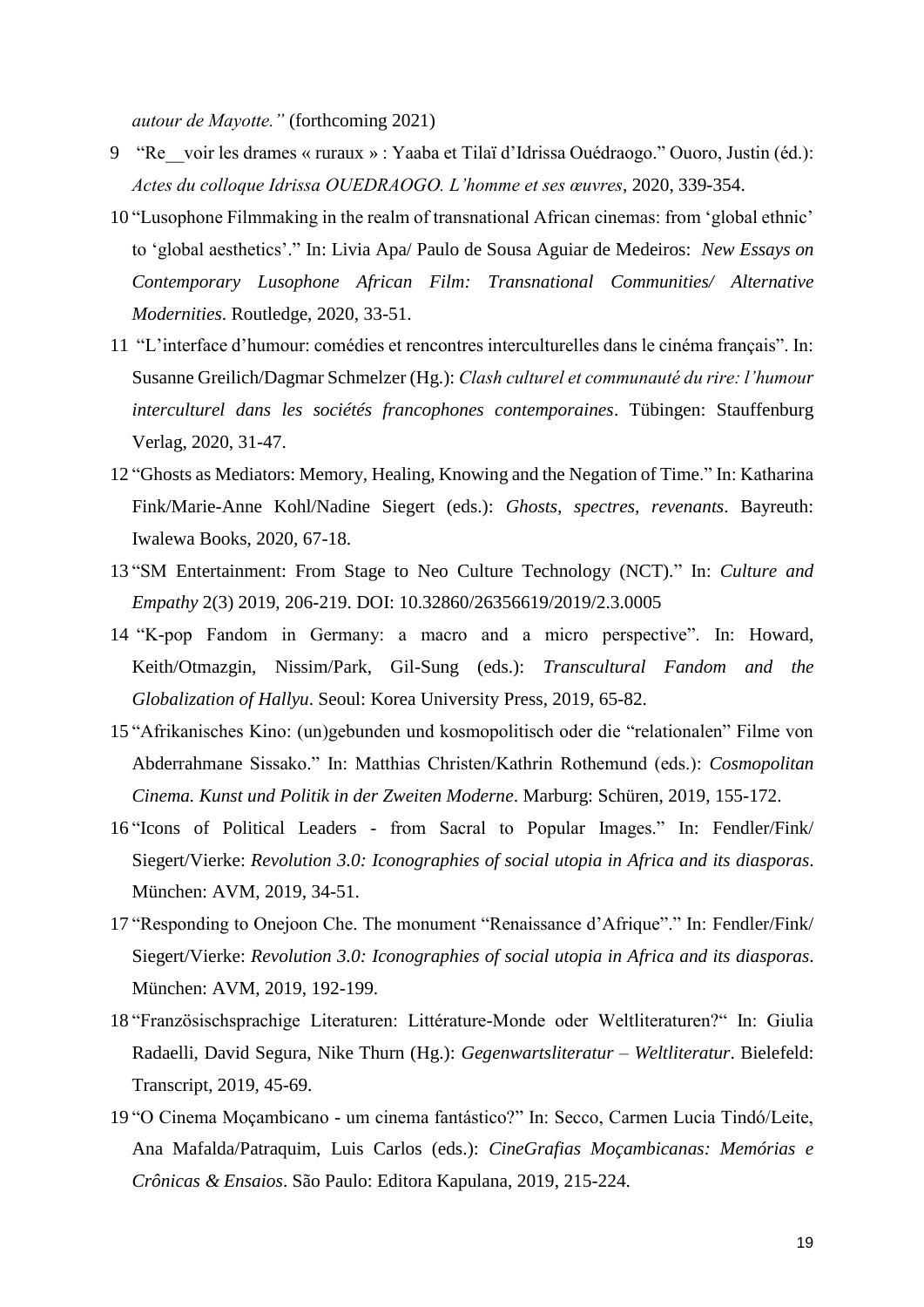*autour de Mayotte."* (forthcoming 2021)

9 "Re__voir les drames « ruraux » : Yaaba et Tilaï d'Idrissa Ouédraogo." Ouoro, Justin (éd.): *Actes du colloque Idrissa OUEDRAOGO. L'homme et ses œuvres*, 2020, 339-354.

10 "Lusophone Filmmaking in the realm of transnational African cinemas: from 'global ethnic' to 'global aesthetics'." In: Livia Apa/ Paulo de Sousa Aguiar de Medeiros: *New Essays on Contemporary Lusophone African Film: Transnational Communities/ Alternative Modernities*. Routledge, 2020, 33-51.

11 "L'interface d'humour: comédies et rencontres interculturelles dans le cinéma français". In: Susanne Greilich/Dagmar Schmelzer (Hg.): *Clash culturel et communauté du rire: l'humour interculturel dans les sociétés francophones contemporaines*. Tübingen: Stauffenburg Verlag, 2020, 31-47.

12 "Ghosts as Mediators: Memory, Healing, Knowing and the Negation of Time." In: Katharina Fink/Marie-Anne Kohl/Nadine Siegert (eds.): *Ghosts, spectres, revenants*. Bayreuth: Iwalewa Books, 2020, 67-18.

13 "SM Entertainment: From Stage to Neo Culture Technology (NCT)." In: *Culture and Empathy* 2(3) 2019, 206-219. DOI: 10.32860/26356619/2019/2.3.0005

14 "K-pop Fandom in Germany: a macro and a micro perspective". In: Howard, Keith/Otmazgin, Nissim/Park, Gil-Sung (eds.): *Transcultural Fandom and the Globalization of Hallyu*. Seoul: Korea University Press, 2019, 65-82.

15 "Afrikanisches Kino: (un)gebunden und kosmopolitisch oder die "relationalen" Filme von Abderrahmane Sissako." In: Matthias Christen/Kathrin Rothemund (eds.): *Cosmopolitan Cinema. Kunst und Politik in der Zweiten Moderne*. Marburg: Schüren, 2019, 155-172.

16 "Icons of Political Leaders - from Sacral to Popular Images." In: Fendler/Fink/ Siegert/Vierke: *Revolution 3.0: Iconographies of social utopia in Africa and its diasporas*. München: AVM, 2019, 34-51.

17 "Responding to Onejoon Che. The monument "Renaissance d'Afrique"." In: Fendler/Fink/ Siegert/Vierke: *Revolution 3.0: Iconographies of social utopia in Africa and its diasporas*. München: AVM, 2019, 192-199.

18 "Französischsprachige Literaturen: Littérature-Monde oder Weltliteraturen?" In: Giulia Radaelli, David Segura, Nike Thurn (Hg.): *Gegenwartsliteratur – Weltliteratur*. Bielefeld: Transcript, 2019, 45-69.

19 "O Cinema Moçambicano - um cinema fantástico?" In: Secco, Carmen Lucia Tindó/Leite, Ana Mafalda/Patraquim, Luis Carlos (eds.): *CineGrafias Moçambicanas: Memórias e Crônicas & Ensaios*. São Paulo: Editora Kapulana, 2019, 215-224.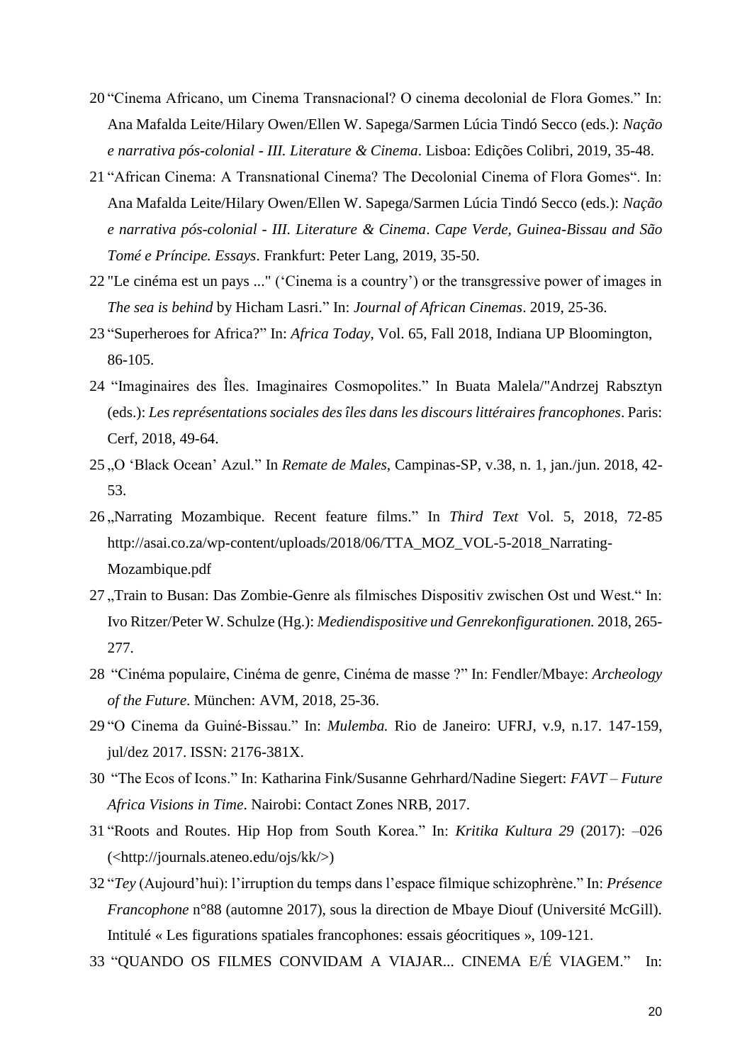20 "Cinema Africano, um Cinema Transnacional? O cinema decolonial de Flora Gomes." In: Ana Mafalda Leite/Hilary Owen/Ellen W. Sapega/Sarmen Lúcia Tindó Secco (eds.): *Nação e narrativa pós-colonial - III. Literature & Cinema*. Lisboa: Edições Colibri, 2019, 35-48.

21 "African Cinema: A Transnational Cinema? The Decolonial Cinema of Flora Gomes". In: Ana Mafalda Leite/Hilary Owen/Ellen W. Sapega/Sarmen Lúcia Tindó Secco (eds.): *Nação e narrativa pós-colonial - III. Literature & Cinema*. *Cape Verde, Guinea-Bissau and São Tomé e Príncipe. Essays*. Frankfurt: Peter Lang, 2019, 35-50.

22 "Le cinéma est un pays ..." ('Cinema is a country') or the transgressive power of images in *The sea is behind* by Hicham Lasri." In: *Journal of African Cinemas*. 2019, 25-36.

23 "Superheroes for Africa?" In: *Africa Today*, Vol. 65, Fall 2018, Indiana UP Bloomington, 86-105.

24 "Imaginaires des Îles. Imaginaires Cosmopolites." In Buata Malela/"Andrzej Rabsztyn (eds.): *Les représentations sociales des îles dans les discours littéraires francophones*. Paris: Cerf, 2018, 49-64.

25 „O 'Black Ocean' Azul." In *Remate de Males*, Campinas-SP, v.38, n. 1, jan./jun. 2018, 42-53.

26 „Narrating Mozambique. Recent feature films." In *Third Text* Vol. 5, 2018, 72-85 http://asai.co.za/wp-content/uploads/2018/06/TTA_MOZ_VOL-5-2018_Narrating-Mozambique.pdf

27 „Train to Busan: Das Zombie-Genre als filmisches Dispositiv zwischen Ost und West." In: Ivo Ritzer/Peter W. Schulze (Hg.): *Mediendispositive und Genrekonfigurationen.* 2018, 265-277.

28 "Cinéma populaire, Cinéma de genre, Cinéma de masse ?" In: Fendler/Mbaye: *Archeology of the Future*. München: AVM, 2018, 25-36.

29 "O Cinema da Guiné-Bissau." In: *Mulemba.* Rio de Janeiro: UFRJ, v.9, n.17. 147-159, jul/dez 2017. ISSN: 2176-381X.

30 "The Ecos of Icons." In: Katharina Fink/Susanne Gehrhard/Nadine Siegert: *FAVT – Future Africa Visions in Time*. Nairobi: Contact Zones NRB, 2017.

31 "Roots and Routes. Hip Hop from South Korea." In: *Kritika Kultura 29* (2017): –026 (<http://journals.ateneo.edu/ojs/kk/>)

32 "*Tey* (Aujourd'hui): l'irruption du temps dans l'espace filmique schizophrène." In: *Présence Francophone* n°88 (automne 2017), sous la direction de Mbaye Diouf (Université McGill). Intitulé « Les figurations spatiales francophones: essais géocritiques », 109-121.

33 "QUANDO OS FILMES CONVIDAM A VIAJAR... CINEMA E/É VIAGEM." In: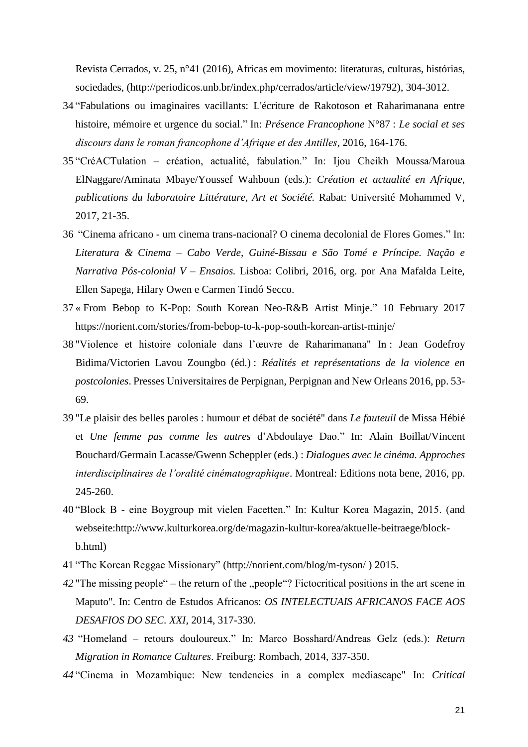Revista Cerrados, v. 25, n°41 (2016), Africas em movimento: literaturas, culturas, histórias, sociedades, (http://periodicos.unb.br/index.php/cerrados/article/view/19792), 304-3012.

34 "Fabulations ou imaginaires vacillants: L'écriture de Rakotoson et Raharimanana entre histoire, mémoire et urgence du social." In: *Présence Francophone* N°87 : *Le social et ses discours dans le roman francophone d'Afrique et des Antilles*, 2016, 164-176.

35 "CréACTulation – création, actualité, fabulation." In: Ijou Cheikh Moussa/Maroua ElNaggare/Aminata Mbaye/Youssef Wahboun (eds.): *Création et actualité en Afrique, publications du laboratoire Littérature, Art et Société.* Rabat: Université Mohammed V, 2017, 21-35.

36 "Cinema africano - um cinema trans-nacional? O cinema decolonial de Flores Gomes." In: *Literatura & Cinema – Cabo Verde, Guiné-Bissau e São Tomé e Príncipe. Nação e Narrativa Pós-colonial V – Ensaios.* Lisboa: Colibri, 2016, org. por Ana Mafalda Leite, Ellen Sapega, Hilary Owen e Carmen Tindó Secco.

37 « From Bebop to K-Pop: South Korean Neo-R&B Artist Minje." 10 February 2017 https://norient.com/stories/from-bebop-to-k-pop-south-korean-artist-minje/

38 "Violence et histoire coloniale dans l'œuvre de Raharimanana" In : Jean Godefroy Bidima/Victorien Lavou Zoungbo (éd.) : *Réalités et représentations de la violence en postcolonies*. Presses Universitaires de Perpignan, Perpignan and New Orleans 2016, pp. 53-69.

39 "Le plaisir des belles paroles : humour et débat de société" dans *Le fauteuil* de Missa Hébié et *Une femme pas comme les autres* d'Abdoulaye Dao." In: Alain Boillat/Vincent Bouchard/Germain Lacasse/Gwenn Scheppler (eds.) : *Dialogues avec le cinéma. Approches interdisciplinaires de l'oralité cinématographique*. Montreal: Editions nota bene, 2016, pp. 245-260.

40 "Block B - eine Boygroup mit vielen Facetten." In: Kultur Korea Magazin, 2015. (and webseite:http://www.kulturkorea.org/de/magazin-kultur-korea/aktuelle-beitraege/block-b.html)

41 "The Korean Reggae Missionary" (http://norient.com/blog/m-tyson/ ) 2015.

*42* "The missing people" – the return of the „people"? Fictocritical positions in the art scene in Maputo". In: Centro de Estudos Africanos: *OS INTELECTUAIS AFRICANOS FACE AOS DESAFIOS DO SEC. XXI*, 2014, 317-330.

*43* "Homeland – retours douloureux." In: Marco Bosshard/Andreas Gelz (eds.): *Return Migration in Romance Cultures*. Freiburg: Rombach, 2014, 337-350.

*44* "Cinema in Mozambique: New tendencies in a complex mediascape" In: *Critical*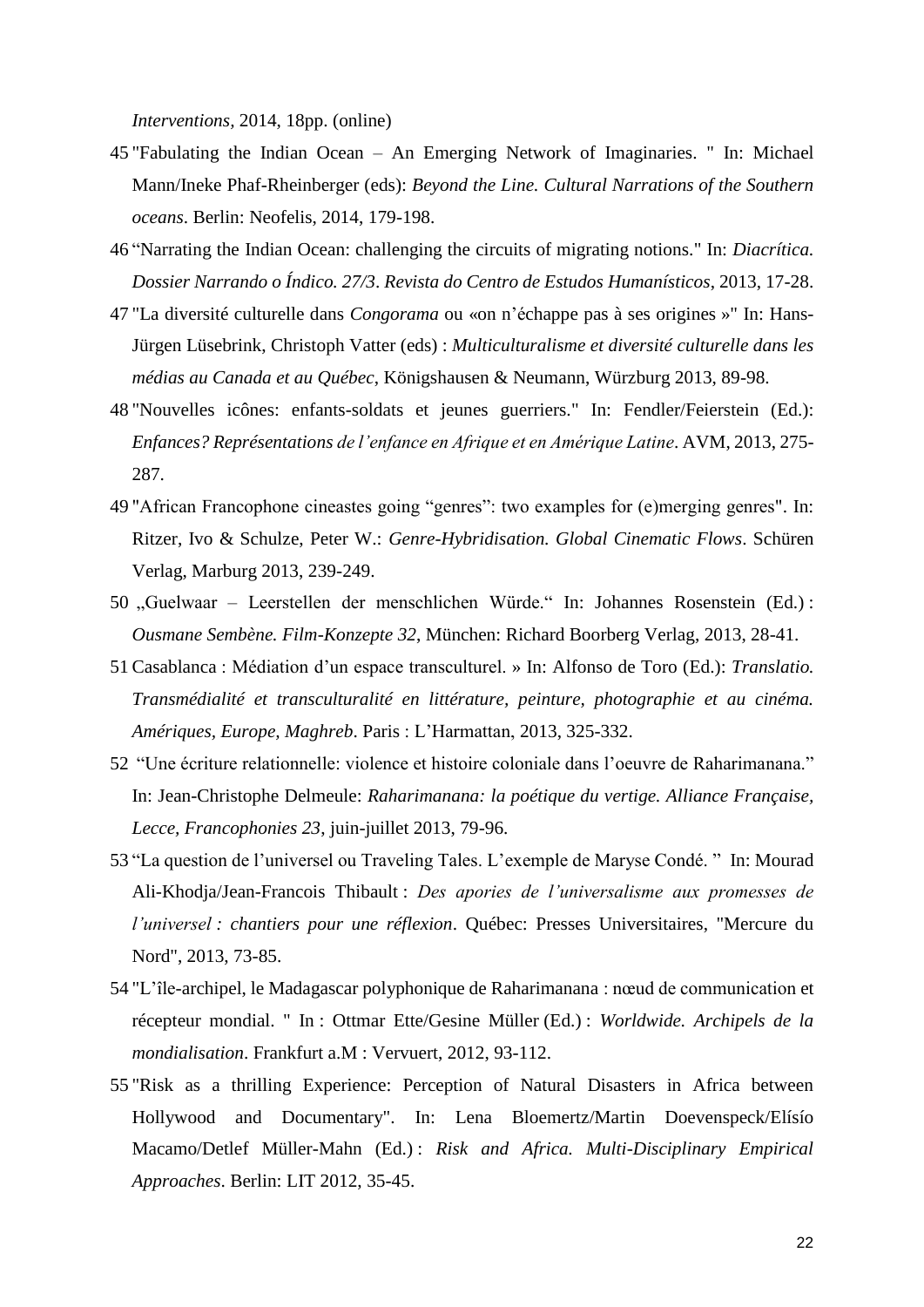*Interventions*, 2014, 18pp. (online)

45 "Fabulating the Indian Ocean – An Emerging Network of Imaginaries. " In: Michael Mann/Ineke Phaf-Rheinberger (eds): *Beyond the Line. Cultural Narrations of the Southern oceans*. Berlin: Neofelis, 2014, 179-198.

46 "Narrating the Indian Ocean: challenging the circuits of migrating notions." In: *Diacrítica. Dossier Narrando o Índico. 27/3*. *Revista do Centro de Estudos Humanísticos*, 2013, 17-28.

47 "La diversité culturelle dans *Congorama* ou «on n'échappe pas à ses origines »" In: Hans-Jürgen Lüsebrink, Christoph Vatter (eds) : *Multiculturalisme et diversité culturelle dans les médias au Canada et au Québec*, Königshausen & Neumann, Würzburg 2013, 89-98.

48 "Nouvelles icônes: enfants-soldats et jeunes guerriers." In: Fendler/Feierstein (Ed.): *Enfances? Représentations de l'enfance en Afrique et en Amérique Latine*. AVM, 2013, 275-287.

49 "African Francophone cineastes going "genres": two examples for (e)merging genres". In: Ritzer, Ivo & Schulze, Peter W.: *Genre-Hybridisation. Global Cinematic Flows*. Schüren Verlag, Marburg 2013, 239-249.

50 „Guelwaar – Leerstellen der menschlichen Würde." In: Johannes Rosenstein (Ed.) : *Ousmane Sembène. Film-Konzepte 32*, München: Richard Boorberg Verlag, 2013, 28-41.

51 Casablanca : Médiation d'un espace transculturel. » In: Alfonso de Toro (Ed.): *Translatio. Transmédialité et transculturalité en littérature, peinture, photographie et au cinéma. Amériques, Europe, Maghreb*. Paris : L'Harmattan, 2013, 325-332.

52 "Une écriture relationnelle: violence et histoire coloniale dans l'oeuvre de Raharimanana." In: Jean-Christophe Delmeule: *Raharimanana: la poétique du vertige. Alliance Française, Lecce, Francophonies 23*, juin-juillet 2013, 79-96.

53 "La question de l'universel ou Traveling Tales. L'exemple de Maryse Condé. " In: Mourad Ali-Khodja/Jean-Francois Thibault : *Des apories de l'universalisme aux promesses de l'universel : chantiers pour une réflexion*. Québec: Presses Universitaires, "Mercure du Nord", 2013, 73-85.

54 "L'île-archipel, le Madagascar polyphonique de Raharimanana : nœud de communication et récepteur mondial. " In : Ottmar Ette/Gesine Müller (Ed.) : *Worldwide. Archipels de la mondialisation*. Frankfurt a.M : Vervuert, 2012, 93-112.

55 "Risk as a thrilling Experience: Perception of Natural Disasters in Africa between Hollywood and Documentary". In: Lena Bloemertz/Martin Doevenspeck/Elísío Macamo/Detlef Müller-Mahn (Ed.) : *Risk and Africa. Multi-Disciplinary Empirical Approaches*. Berlin: LIT 2012, 35-45.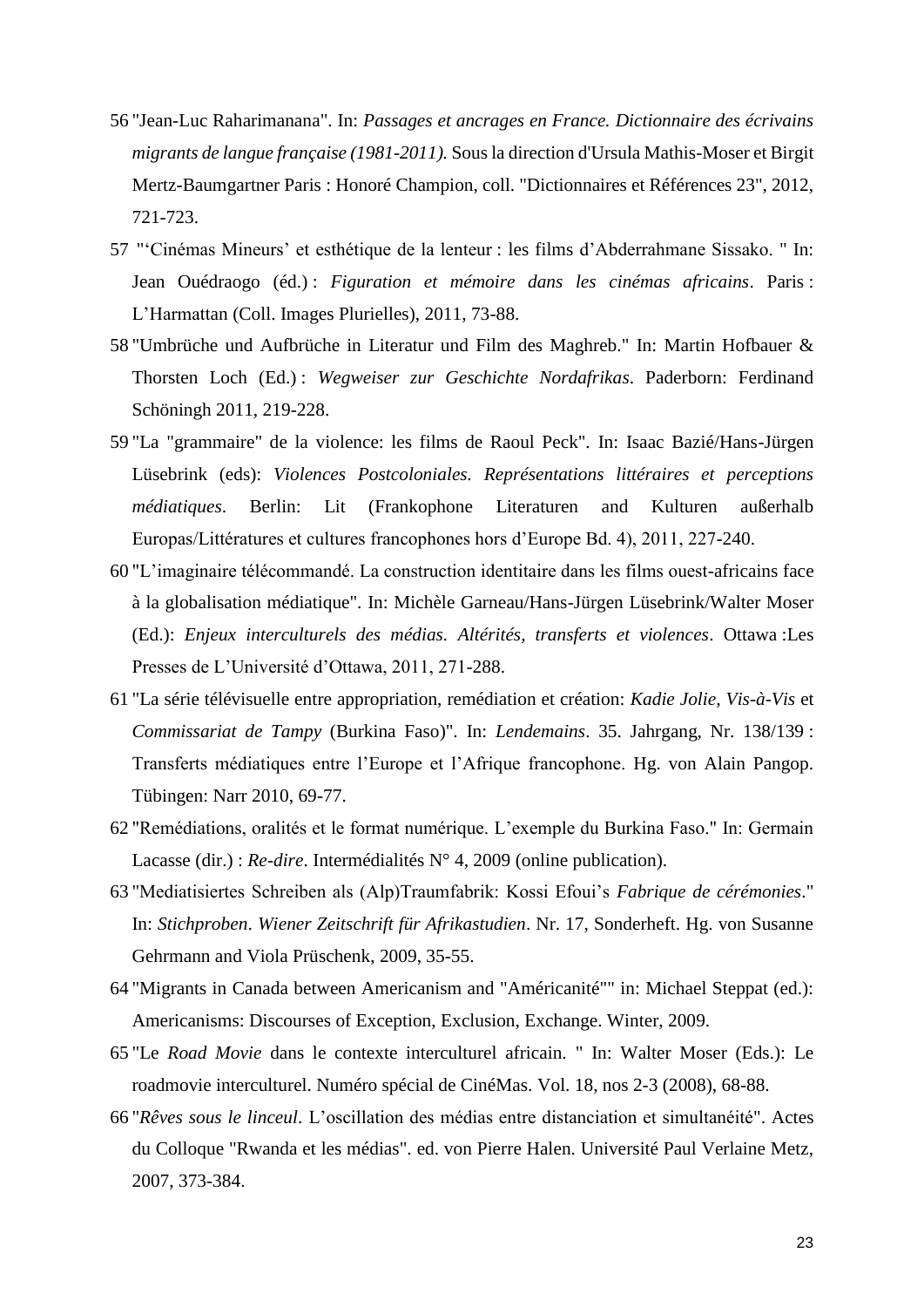56 "Jean-Luc Raharimanana". In: *Passages et ancrages en France. Dictionnaire des écrivains migrants de langue française (1981-2011).* Sous la direction d'Ursula Mathis-Moser et Birgit Mertz-Baumgartner Paris : Honoré Champion, coll. "Dictionnaires et Références 23", 2012, 721-723.

57 "'Cinémas Mineurs' et esthétique de la lenteur : les films d'Abderrahmane Sissako. " In: Jean Ouédraogo (éd.) : *Figuration et mémoire dans les cinémas africains*. Paris : L'Harmattan (Coll. Images Plurielles), 2011, 73-88.

58 "Umbrüche und Aufbrüche in Literatur und Film des Maghreb." In: Martin Hofbauer & Thorsten Loch (Ed.) : *Wegweiser zur Geschichte Nordafrikas*. Paderborn: Ferdinand Schöningh 2011, 219-228.

59 "La "grammaire" de la violence: les films de Raoul Peck". In: Isaac Bazié/Hans-Jürgen Lüsebrink (eds): *Violences Postcoloniales. Représentations littéraires et perceptions médiatiques*. Berlin: Lit (Frankophone Literaturen and Kulturen außerhalb Europas/Littératures et cultures francophones hors d'Europe Bd. 4), 2011, 227-240.

60 "L'imaginaire télécommandé. La construction identitaire dans les films ouest-africains face à la globalisation médiatique". In: Michèle Garneau/Hans-Jürgen Lüsebrink/Walter Moser (Ed.): *Enjeux interculturels des médias. Altérités, transferts et violences*. Ottawa :Les Presses de L'Université d'Ottawa, 2011, 271-288.

61 "La série télévisuelle entre appropriation, remédiation et création: *Kadie Jolie, Vis-à-Vis* et *Commissariat de Tampy* (Burkina Faso)". In: *Lendemains*. 35. Jahrgang, Nr. 138/139 : Transferts médiatiques entre l'Europe et l'Afrique francophone. Hg. von Alain Pangop. Tübingen: Narr 2010, 69-77.

62 "Remédiations, oralités et le format numérique. L'exemple du Burkina Faso." In: Germain Lacasse (dir.) : *Re-dire*. Intermédialités N° 4, 2009 (online publication).

63 "Mediatisiertes Schreiben als (Alp)Traumfabrik: Kossi Efoui's *Fabrique de cérémonies*." In: *Stichproben*. *Wiener Zeitschrift für Afrikastudien*. Nr. 17, Sonderheft. Hg. von Susanne Gehrmann and Viola Prüschenk, 2009, 35-55.

64 "Migrants in Canada between Americanism and "Américanité"" in: Michael Steppat (ed.): Americanisms: Discourses of Exception, Exclusion, Exchange. Winter, 2009.

65 "Le *Road Movie* dans le contexte interculturel africain. " In: Walter Moser (Eds.): Le roadmovie interculturel. Numéro spécial de CinéMas. Vol. 18, nos 2-3 (2008), 68-88.

66 "*Rêves sous le linceul*. L'oscillation des médias entre distanciation et simultanéité". Actes du Colloque "Rwanda et les médias". ed. von Pierre Halen. Université Paul Verlaine Metz, 2007, 373-384.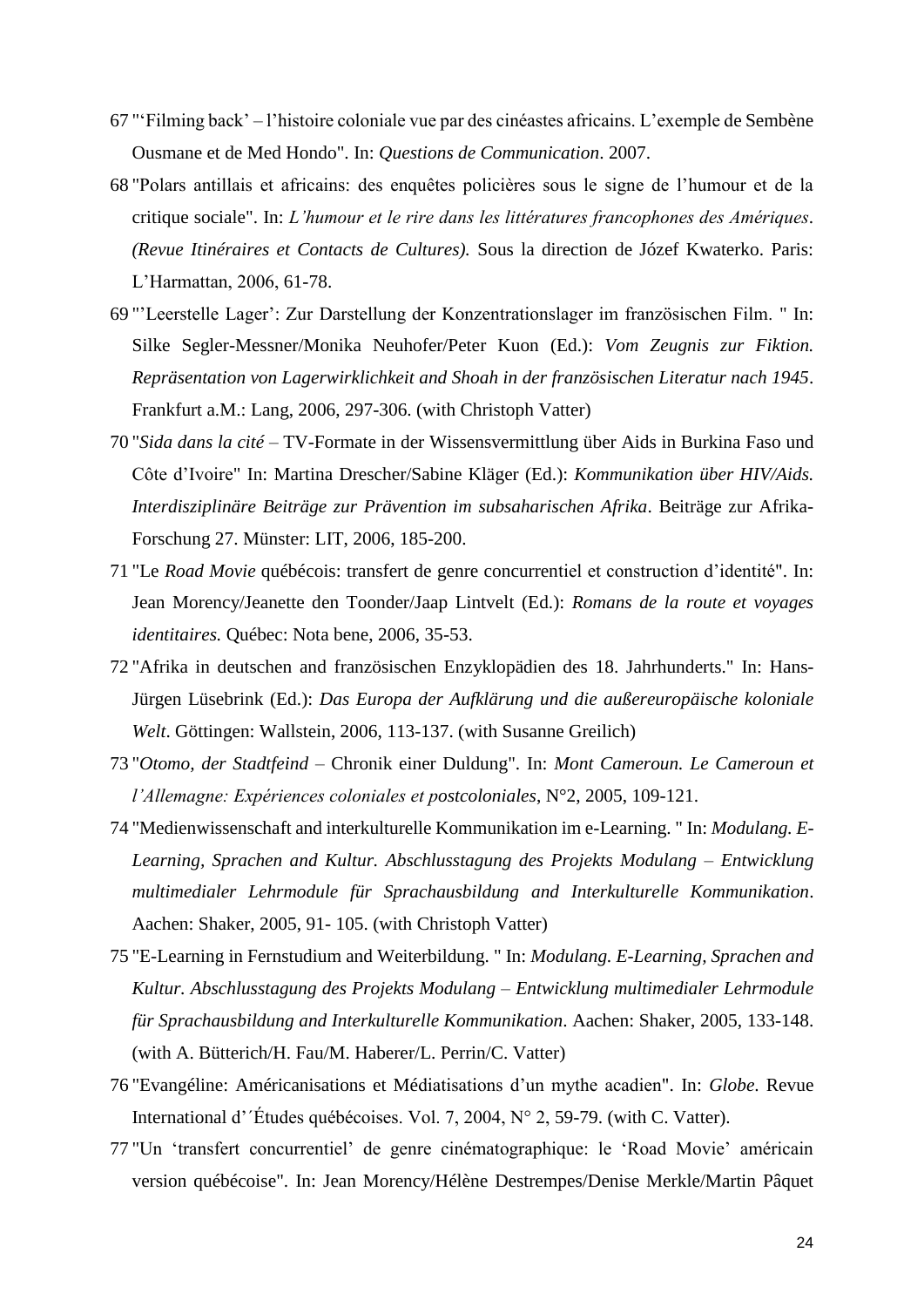67 "'Filming back' – l'histoire coloniale vue par des cinéastes africains. L'exemple de Sembène Ousmane et de Med Hondo". In: *Questions de Communication*. 2007.

68 "Polars antillais et africains: des enquêtes policières sous le signe de l'humour et de la critique sociale". In: *L'humour et le rire dans les littératures francophones des Amériques*. *(Revue Itinéraires et Contacts de Cultures).* Sous la direction de Józef Kwaterko. Paris: L'Harmattan, 2006, 61-78.

69 "'Leerstelle Lager': Zur Darstellung der Konzentrationslager im französischen Film. " In: Silke Segler-Messner/Monika Neuhofer/Peter Kuon (Ed.): *Vom Zeugnis zur Fiktion. Repräsentation von Lagerwirklichkeit and Shoah in der französischen Literatur nach 1945*. Frankfurt a.M.: Lang, 2006, 297-306. (with Christoph Vatter)

70 "*Sida dans la cité* – TV-Formate in der Wissensvermittlung über Aids in Burkina Faso und Côte d'Ivoire" In: Martina Drescher/Sabine Kläger (Ed.): *Kommunikation über HIV/Aids. Interdisziplinäre Beiträge zur Prävention im subsaharischen Afrika*. Beiträge zur Afrika-Forschung 27. Münster: LIT, 2006, 185-200.

71 "Le *Road Movie* québécois: transfert de genre concurrentiel et construction d'identité". In: Jean Morency/Jeanette den Toonder/Jaap Lintvelt (Ed.): *Romans de la route et voyages identitaires.* Québec: Nota bene, 2006, 35-53.

72 "Afrika in deutschen and französischen Enzyklopädien des 18. Jahrhunderts." In: Hans-Jürgen Lüsebrink (Ed.): *Das Europa der Aufklärung und die außereuropäische koloniale Welt*. Göttingen: Wallstein, 2006, 113-137. (with Susanne Greilich)

73 "*Otomo, der Stadtfeind* – Chronik einer Duldung". In: *Mont Cameroun. Le Cameroun et l'Allemagne: Expériences coloniales et postcoloniales*, N°2, 2005, 109-121.

74 "Medienwissenschaft and interkulturelle Kommunikation im e-Learning. " In: *Modulang. E-Learning, Sprachen and Kultur. Abschlusstagung des Projekts Modulang – Entwicklung multimedialer Lehrmodule für Sprachausbildung and Interkulturelle Kommunikation*. Aachen: Shaker, 2005, 91- 105. (with Christoph Vatter)

75 "E-Learning in Fernstudium and Weiterbildung. " In: *Modulang. E-Learning, Sprachen and Kultur. Abschlusstagung des Projekts Modulang – Entwicklung multimedialer Lehrmodule für Sprachausbildung and Interkulturelle Kommunikation*. Aachen: Shaker, 2005, 133-148. (with A. Bütterich/H. Fau/M. Haberer/L. Perrin/C. Vatter)

76 "Evangéline: Américanisations et Médiatisations d'un mythe acadien". In: *Globe*. Revue International d'´Études québécoises. Vol. 7, 2004, N° 2, 59-79. (with C. Vatter).

77 "Un 'transfert concurrentiel' de genre cinématographique: le 'Road Movie' américain version québécoise". In: Jean Morency/Hélène Destrempes/Denise Merkle/Martin Pâquet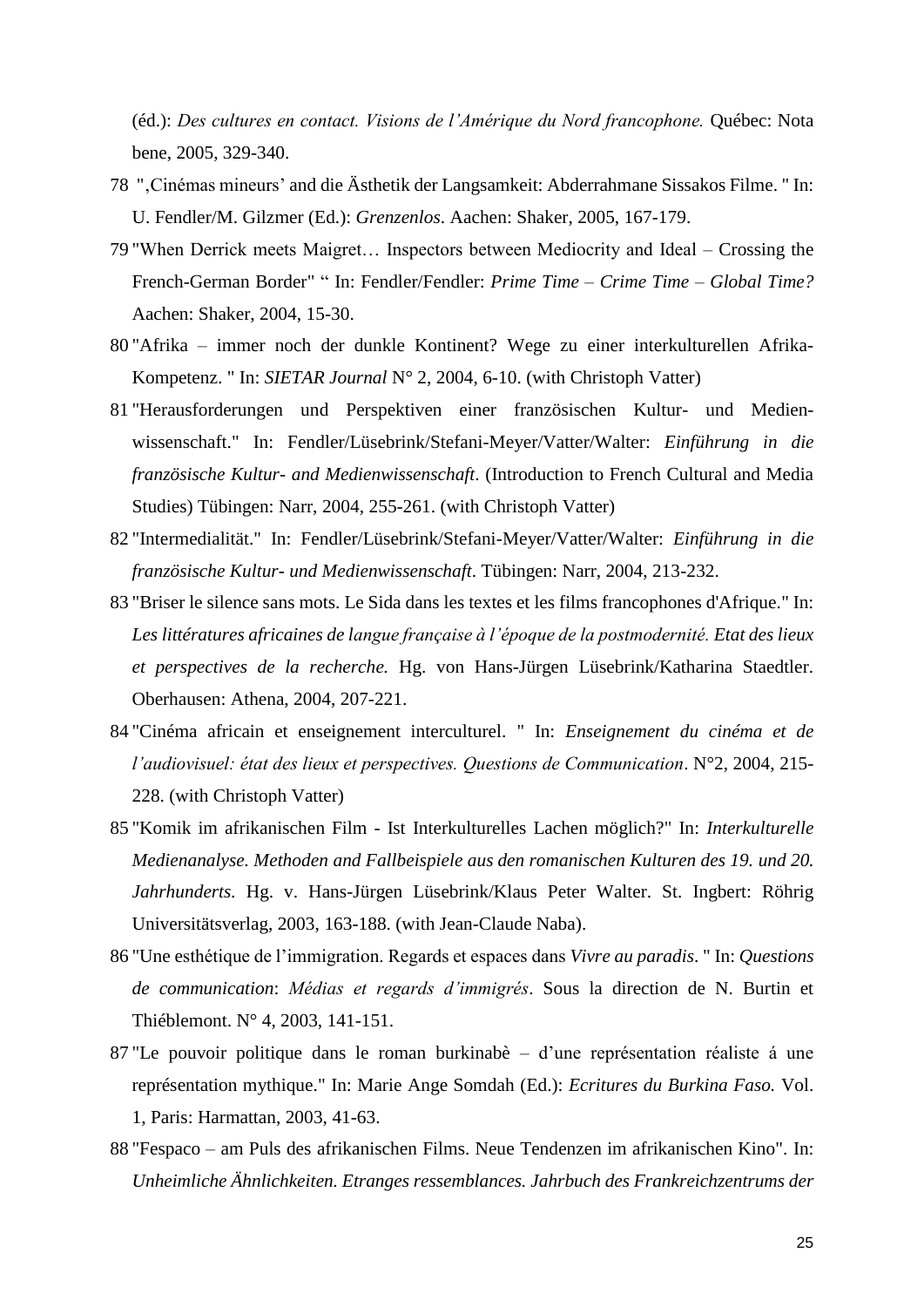(éd.): *Des cultures en contact. Visions de l'Amérique du Nord francophone.* Québec: Nota bene, 2005, 329-340.

78 ",Cinémas mineurs' and die Ästhetik der Langsamkeit: Abderrahmane Sissakos Filme. " In: U. Fendler/M. Gilzmer (Ed.): *Grenzenlos*. Aachen: Shaker, 2005, 167-179.

79 "When Derrick meets Maigret… Inspectors between Mediocrity and Ideal – Crossing the French-German Border" " In: Fendler/Fendler: *Prime Time – Crime Time – Global Time?* Aachen: Shaker, 2004, 15-30.

80 "Afrika – immer noch der dunkle Kontinent? Wege zu einer interkulturellen Afrika-Kompetenz. " In: *SIETAR Journal* N° 2, 2004, 6-10. (with Christoph Vatter)

81 "Herausforderungen und Perspektiven einer französischen Kultur- und Medienwissenschaft." In: Fendler/Lüsebrink/Stefani-Meyer/Vatter/Walter: *Einführung in die französische Kultur- and Medienwissenschaft*. (Introduction to French Cultural and Media Studies) Tübingen: Narr, 2004, 255-261. (with Christoph Vatter)

82 "Intermedialität." In: Fendler/Lüsebrink/Stefani-Meyer/Vatter/Walter: *Einführung in die französische Kultur- und Medienwissenschaft*. Tübingen: Narr, 2004, 213-232.

83 "Briser le silence sans mots. Le Sida dans les textes et les films francophones d'Afrique." In: *Les littératures africaines de langue française à l'époque de la postmodernité. Etat des lieux et perspectives de la recherche.* Hg. von Hans-Jürgen Lüsebrink/Katharina Staedtler. Oberhausen: Athena, 2004, 207-221.

84 "Cinéma africain et enseignement interculturel. " In: *Enseignement du cinéma et de l'audiovisuel: état des lieux et perspectives. Questions de Communication*. N°2, 2004, 215-228. (with Christoph Vatter)

85 "Komik im afrikanischen Film - Ist Interkulturelles Lachen möglich?" In: *Interkulturelle Medienanalyse. Methoden and Fallbeispiele aus den romanischen Kulturen des 19. und 20. Jahrhunderts*. Hg. v. Hans-Jürgen Lüsebrink/Klaus Peter Walter. St. Ingbert: Röhrig Universitätsverlag, 2003, 163-188. (with Jean-Claude Naba).

86 "Une esthétique de l'immigration. Regards et espaces dans *Vivre au paradis*. " In: *Questions de communication*: *Médias et regards d'immigrés*. Sous la direction de N. Burtin et Thiéblemont. N° 4, 2003, 141-151.

87 "Le pouvoir politique dans le roman burkinabè – d'une représentation réaliste á une représentation mythique." In: Marie Ange Somdah (Ed.): *Ecritures du Burkina Faso.* Vol. 1, Paris: Harmattan, 2003, 41-63.

88 "Fespaco – am Puls des afrikanischen Films. Neue Tendenzen im afrikanischen Kino". In: *Unheimliche Ähnlichkeiten. Etranges ressemblances. Jahrbuch des Frankreichzentrums der*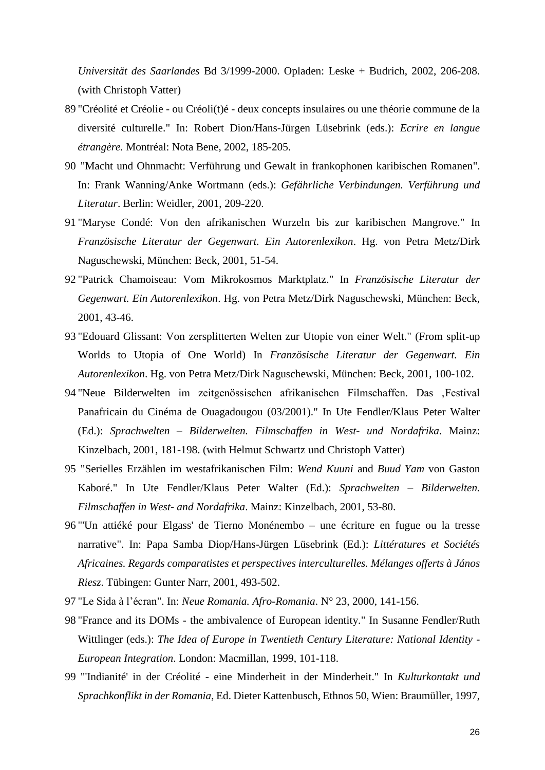*Universität des Saarlandes* Bd 3/1999-2000. Opladen: Leske + Budrich, 2002, 206-208. (with Christoph Vatter)

89 "Créolité et Créolie - ou Créoli(t)é - deux concepts insulaires ou une théorie commune de la diversité culturelle." In: Robert Dion/Hans-Jürgen Lüsebrink (eds.): *Ecrire en langue étrangère.* Montréal: Nota Bene, 2002, 185-205.

90 "Macht und Ohnmacht: Verführung und Gewalt in frankophonen karibischen Romanen". In: Frank Wanning/Anke Wortmann (eds.): *Gefährliche Verbindungen. Verführung und Literatur*. Berlin: Weidler, 2001, 209-220.

91 "Maryse Condé: Von den afrikanischen Wurzeln bis zur karibischen Mangrove." In *Französische Literatur der Gegenwart. Ein Autorenlexikon*. Hg. von Petra Metz/Dirk Naguschewski, München: Beck, 2001, 51-54.

92 "Patrick Chamoiseau: Vom Mikrokosmos Marktplatz." In *Französische Literatur der Gegenwart. Ein Autorenlexikon*. Hg. von Petra Metz/Dirk Naguschewski, München: Beck, 2001, 43-46.

93 "Edouard Glissant: Von zersplitterten Welten zur Utopie von einer Welt." (From split-up Worlds to Utopia of One World) In *Französische Literatur der Gegenwart. Ein Autorenlexikon*. Hg. von Petra Metz/Dirk Naguschewski, München: Beck, 2001, 100-102.

94 "Neue Bilderwelten im zeitgenössischen afrikanischen Filmschaffen. Das ‚Festival Panafricain du Cinéma de Ouagadougou (03/2001)." In Ute Fendler/Klaus Peter Walter (Ed.): *Sprachwelten – Bilderwelten. Filmschaffen in West- und Nordafrika*. Mainz: Kinzelbach, 2001, 181-198. (with Helmut Schwartz und Christoph Vatter)

95 "Serielles Erzählen im westafrikanischen Film: *Wend Kuuni* and *Buud Yam* von Gaston Kaboré." In Ute Fendler/Klaus Peter Walter (Ed.): *Sprachwelten – Bilderwelten. Filmschaffen in West- and Nordafrika*. Mainz: Kinzelbach, 2001, 53-80.

96 "'Un attiéké pour Elgass' de Tierno Monénembo – une écriture en fugue ou la tresse narrative". In: Papa Samba Diop/Hans-Jürgen Lüsebrink (Ed.): *Littératures et Sociétés Africaines. Regards comparatistes et perspectives interculturelles. Mélanges offerts à János Riesz.* Tübingen: Gunter Narr, 2001, 493-502.

97 "Le Sida à l'écran". In: *Neue Romania. Afro-Romania*. N° 23, 2000, 141-156.

98 "France and its DOMs - the ambivalence of European identity." In Susanne Fendler/Ruth Wittlinger (eds.): *The Idea of Europe in Twentieth Century Literature: National Identity - European Integration*. London: Macmillan, 1999, 101-118.

99 "'Indianité' in der Créolité - eine Minderheit in der Minderheit." In *Kulturkontakt und Sprachkonflikt in der Romania*, Ed. Dieter Kattenbusch, Ethnos 50, Wien: Braumüller, 1997,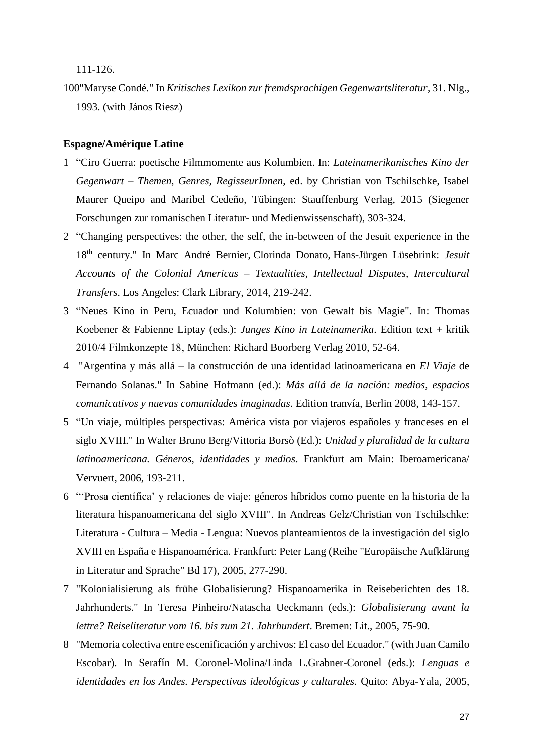111-126.

100"Maryse Condé." In *Kritisches Lexikon zur fremdsprachigen Gegenwartsliteratur*, 31. Nlg., 1993. (with János Riesz)

**Espagne/Amérique Latine**

1 "Ciro Guerra: poetische Filmmomente aus Kolumbien. In: *Lateinamerikanisches Kino der Gegenwart – Themen, Genres, RegisseurInnen*, ed. by Christian von Tschilschke, Isabel Maurer Queipo and Maribel Cedeño, Tübingen: Stauffenburg Verlag, 2015 (Siegener Forschungen zur romanischen Literatur- und Medienwissenschaft), 303-324.

2 "Changing perspectives: the other, the self, the in-between of the Jesuit experience in the 18th century." In Marc André Bernier, Clorinda Donato, Hans-Jürgen Lüsebrink: *Jesuit Accounts of the Colonial Americas – Textualities, Intellectual Disputes, Intercultural Transfers*. Los Angeles: Clark Library, 2014, 219-242.

3 "Neues Kino in Peru, Ecuador und Kolumbien: von Gewalt bis Magie". In: Thomas Koebener & Fabienne Liptay (eds.): *Junges Kino in Lateinamerika*. Edition text + kritik 2010/4 Filmkonzepte 18, München: Richard Boorberg Verlag 2010, 52-64.

4 "Argentina y más allá – la construcción de una identidad latinoamericana en *El Viaje* de Fernando Solanas." In Sabine Hofmann (ed.): *Más allá de la nación: medios, espacios comunicativos y nuevas comunidades imaginadas*. Edition tranvía, Berlin 2008, 143-157.

5 "Un viaje, múltiples perspectivas: América vista por viajeros españoles y franceses en el siglo XVIII." In Walter Bruno Berg/Vittoria Borsò (Ed.): *Unidad y pluralidad de la cultura latinoamericana. Géneros, identidades y medios*. Frankfurt am Main: Iberoamericana/ Vervuert, 2006, 193-211.

6 "'Prosa científica' y relaciones de viaje: géneros híbridos como puente en la historia de la literatura hispanoamericana del siglo XVIII". In Andreas Gelz/Christian von Tschilschke: Literatura - Cultura – Media - Lengua: Nuevos planteamientos de la investigación del siglo XVIII en España e Hispanoamérica. Frankfurt: Peter Lang (Reihe "Europäische Aufklärung in Literatur and Sprache" Bd 17), 2005, 277-290.

7 "Kolonialisierung als frühe Globalisierung? Hispanoamerika in Reiseberichten des 18. Jahrhunderts." In Teresa Pinheiro/Natascha Ueckmann (eds.): *Globalisierung avant la lettre? Reiseliteratur vom 16. bis zum 21. Jahrhundert*. Bremen: Lit., 2005, 75-90.

8 "Memoria colectiva entre escenificación y archivos: El caso del Ecuador." (with Juan Camilo Escobar). In Serafín M. Coronel-Molina/Linda L.Grabner-Coronel (eds.): *Lenguas e identidades en los Andes. Perspectivas ideológicas y culturales.* Quito: Abya-Yala, 2005,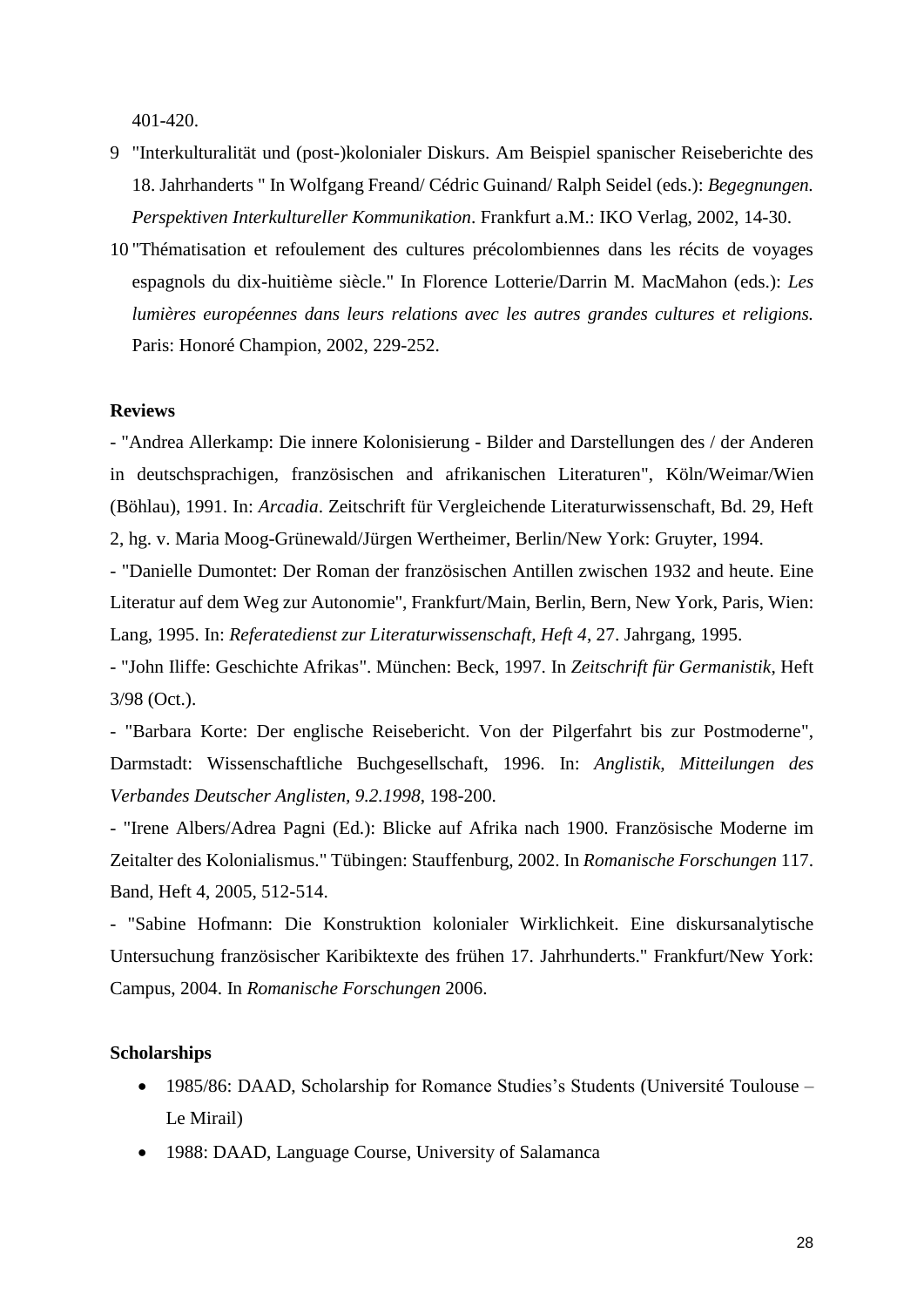401-420.

9 "Interkulturalität und (post-)kolonialer Diskurs. Am Beispiel spanischer Reiseberichte des 18. Jahrhanderts " In Wolfgang Freand/ Cédric Guinand/ Ralph Seidel (eds.): *Begegnungen. Perspektiven Interkultureller Kommunikation*. Frankfurt a.M.: IKO Verlag, 2002, 14-30.

10 "Thématisation et refoulement des cultures précolombiennes dans les récits de voyages espagnols du dix-huitième siècle." In Florence Lotterie/Darrin M. MacMahon (eds.): *Les lumières européennes dans leurs relations avec les autres grandes cultures et religions.* Paris: Honoré Champion, 2002, 229-252.

**Reviews**

- "Andrea Allerkamp: Die innere Kolonisierung - Bilder and Darstellungen des / der Anderen in deutschsprachigen, französischen and afrikanischen Literaturen", Köln/Weimar/Wien (Böhlau), 1991. In: *Arcadia*. Zeitschrift für Vergleichende Literaturwissenschaft, Bd. 29, Heft 2, hg. v. Maria Moog-Grünewald/Jürgen Wertheimer, Berlin/New York: Gruyter, 1994.
- "Danielle Dumontet: Der Roman der französischen Antillen zwischen 1932 and heute. Eine Literatur auf dem Weg zur Autonomie", Frankfurt/Main, Berlin, Bern, New York, Paris, Wien: Lang, 1995. In: *Referatedienst zur Literaturwissenschaft, Heft 4*, 27. Jahrgang, 1995.
- "John Iliffe: Geschichte Afrikas". München: Beck, 1997. In *Zeitschrift für Germanistik*, Heft 3/98 (Oct.).
- "Barbara Korte: Der englische Reisebericht. Von der Pilgerfahrt bis zur Postmoderne", Darmstadt: Wissenschaftliche Buchgesellschaft, 1996. In: *Anglistik, Mitteilungen des Verbandes Deutscher Anglisten, 9.2.1998*, 198-200.
- "Irene Albers/Adrea Pagni (Ed.): Blicke auf Afrika nach 1900. Französische Moderne im Zeitalter des Kolonialismus." Tübingen: Stauffenburg, 2002. In *Romanische Forschungen* 117. Band, Heft 4, 2005, 512-514.
- "Sabine Hofmann: Die Konstruktion kolonialer Wirklichkeit. Eine diskursanalytische Untersuchung französischer Karibiktexte des frühen 17. Jahrhunderts." Frankfurt/New York: Campus, 2004. In *Romanische Forschungen* 2006.

**Scholarships**

- 1985/86: DAAD, Scholarship for Romance Studies's Students (Université Toulouse – Le Mirail)
- 1988: DAAD, Language Course, University of Salamanca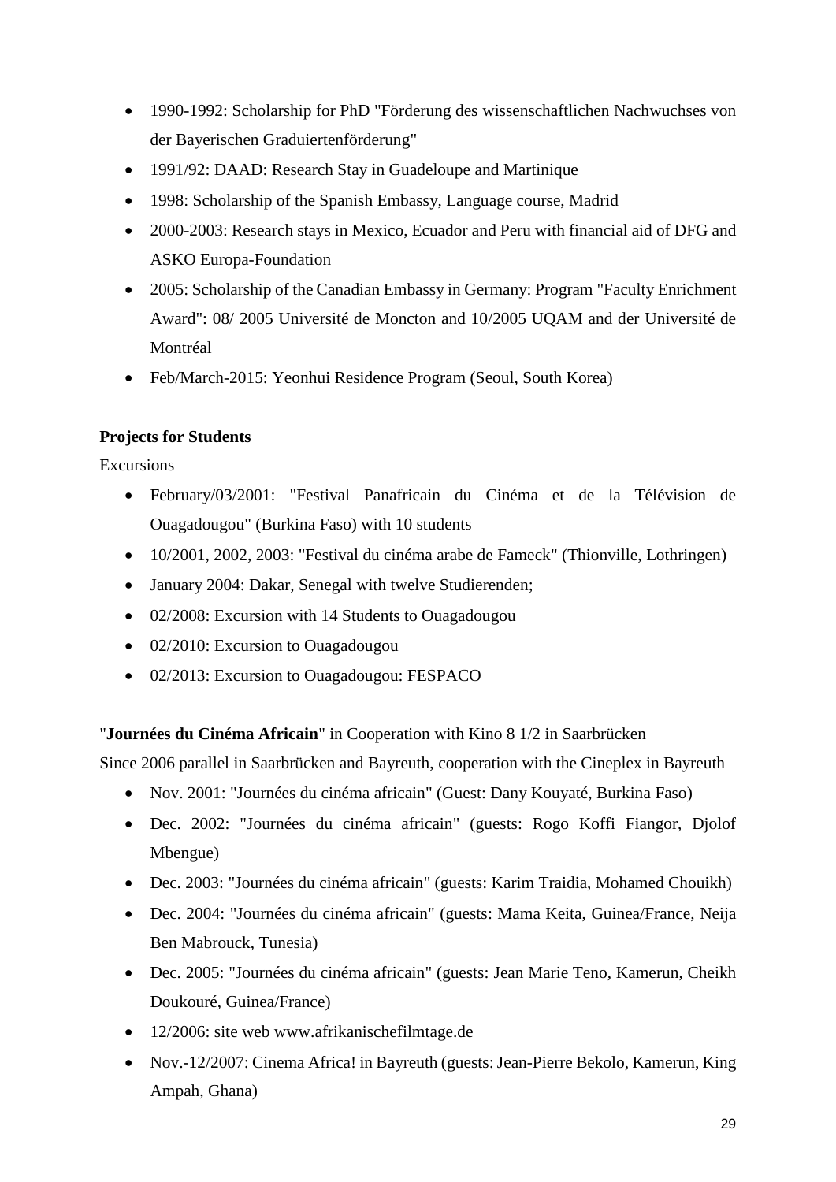- 1990-1992: Scholarship for PhD "Förderung des wissenschaftlichen Nachwuchses von der Bayerischen Graduiertenförderung"
- 1991/92: DAAD: Research Stay in Guadeloupe and Martinique
- 1998: Scholarship of the Spanish Embassy, Language course, Madrid
- 2000-2003: Research stays in Mexico, Ecuador and Peru with financial aid of DFG and ASKO Europa-Foundation
- 2005: Scholarship of the Canadian Embassy in Germany: Program "Faculty Enrichment Award": 08/ 2005 Université de Moncton and 10/2005 UQAM and der Université de Montréal
- Feb/March-2015: Yeonhui Residence Program (Seoul, South Korea)

**Projects for Students**

Excursions

- February/03/2001: "Festival Panafricain du Cinéma et de la Télévision de Ouagadougou" (Burkina Faso) with 10 students
- 10/2001, 2002, 2003: "Festival du cinéma arabe de Fameck" (Thionville, Lothringen)
- January 2004: Dakar, Senegal with twelve Studierenden;
- 02/2008: Excursion with 14 Students to Ouagadougou
- 02/2010: Excursion to Ouagadougou
- 02/2013: Excursion to Ouagadougou: FESPACO

"**Journées du Cinéma Africain**" in Cooperation with Kino 8 1/2 in Saarbrücken

Since 2006 parallel in Saarbrücken and Bayreuth, cooperation with the Cineplex in Bayreuth

- Nov. 2001: "Journées du cinéma africain" (Guest: Dany Kouyaté, Burkina Faso)
- Dec. 2002: "Journées du cinéma africain" (guests: Rogo Koffi Fiangor, Djolof Mbengue)
- Dec. 2003: "Journées du cinéma africain" (guests: Karim Traidia, Mohamed Chouikh)
- Dec. 2004: "Journées du cinéma africain" (guests: Mama Keita, Guinea/France, Neija Ben Mabrouck, Tunesia)
- Dec. 2005: "Journées du cinéma africain" (guests: Jean Marie Teno, Kamerun, Cheikh Doukouré, Guinea/France)
- 12/2006: site web www.afrikanischefilmtage.de
- Nov.-12/2007: Cinema Africa! in Bayreuth (guests: Jean-Pierre Bekolo, Kamerun, King Ampah, Ghana)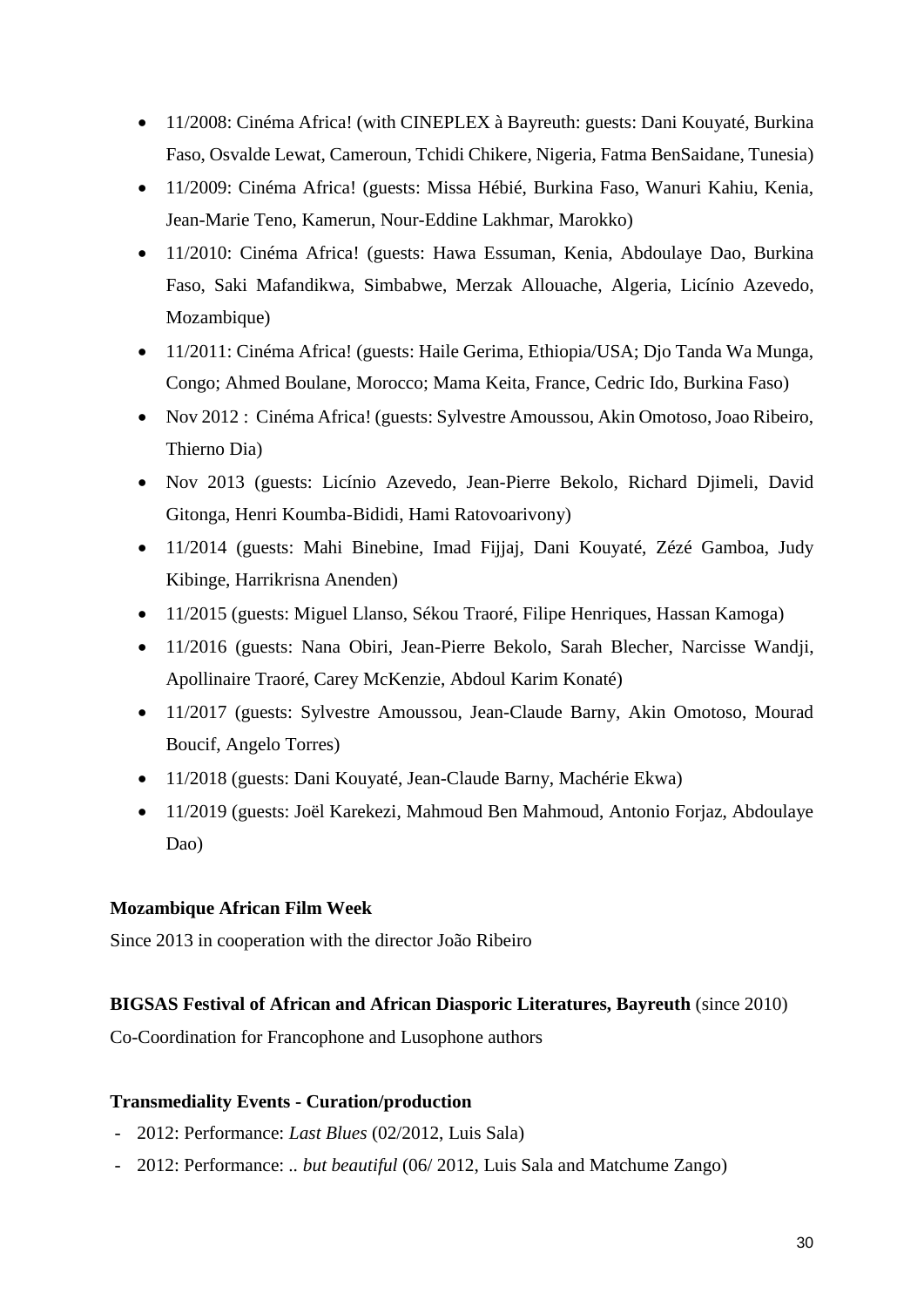- 11/2008: Cinéma Africa! (with CINEPLEX à Bayreuth: guests: Dani Kouyaté, Burkina Faso, Osvalde Lewat, Cameroun, Tchidi Chikere, Nigeria, Fatma BenSaidane, Tunesia)
- 11/2009: Cinéma Africa! (guests: Missa Hébié, Burkina Faso, Wanuri Kahiu, Kenia, Jean-Marie Teno, Kamerun, Nour-Eddine Lakhmar, Marokko)
- 11/2010: Cinéma Africa! (guests: Hawa Essuman, Kenia, Abdoulaye Dao, Burkina Faso, Saki Mafandikwa, Simbabwe, Merzak Allouache, Algeria, Licínio Azevedo, Mozambique)
- 11/2011: Cinéma Africa! (guests: Haile Gerima, Ethiopia/USA; Djo Tanda Wa Munga, Congo; Ahmed Boulane, Morocco; Mama Keita, France, Cedric Ido, Burkina Faso)
- Nov 2012 : Cinéma Africa! (guests: Sylvestre Amoussou, Akin Omotoso, Joao Ribeiro, Thierno Dia)
- Nov 2013 (guests: Licínio Azevedo, Jean-Pierre Bekolo, Richard Djimeli, David Gitonga, Henri Koumba-Bididi, Hami Ratovoarivony)
- 11/2014 (guests: Mahi Binebine, Imad Fijjaj, Dani Kouyaté, Zézé Gamboa, Judy Kibinge, Harrikrisna Anenden)
- 11/2015 (guests: Miguel Llanso, Sékou Traoré, Filipe Henriques, Hassan Kamoga)
- 11/2016 (guests: Nana Obiri, Jean-Pierre Bekolo, Sarah Blecher, Narcisse Wandji, Apollinaire Traoré, Carey McKenzie, Abdoul Karim Konaté)
- 11/2017 (guests: Sylvestre Amoussou, Jean-Claude Barny, Akin Omotoso, Mourad Boucif, Angelo Torres)
- 11/2018 (guests: Dani Kouyaté, Jean-Claude Barny, Machérie Ekwa)
- 11/2019 (guests: Joël Karekezi, Mahmoud Ben Mahmoud, Antonio Forjaz, Abdoulaye Dao)

**Mozambique African Film Week**

Since 2013 in cooperation with the director João Ribeiro

**BIGSAS Festival of African and African Diasporic Literatures, Bayreuth** (since 2010)

Co-Coordination for Francophone and Lusophone authors

**Transmediality Events - Curation/production**

- 2012: Performance: *Last Blues* (02/2012, Luis Sala)
- 2012: Performance: .. *but beautiful* (06/ 2012, Luis Sala and Matchume Zango)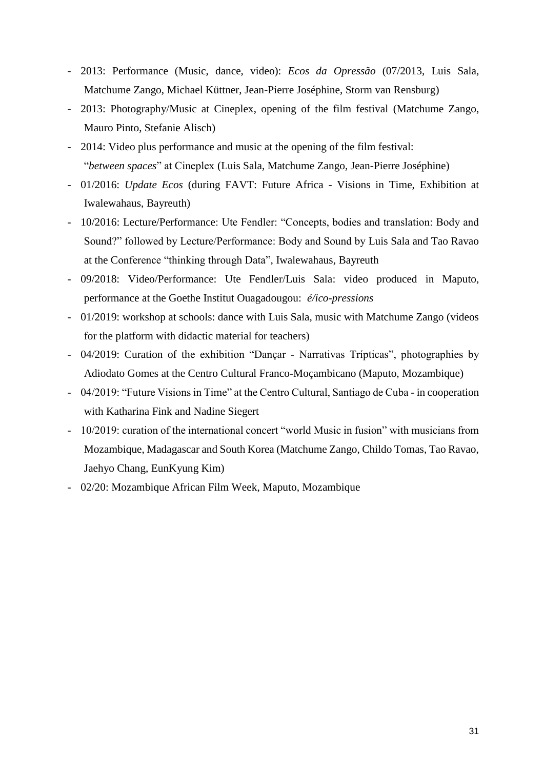- 2013: Performance (Music, dance, video): *Ecos da Opressão* (07/2013, Luis Sala, Matchume Zango, Michael Küttner, Jean-Pierre Joséphine, Storm van Rensburg)
- 2013: Photography/Music at Cineplex, opening of the film festival (Matchume Zango, Mauro Pinto, Stefanie Alisch)
- 2014: Video plus performance and music at the opening of the film festival: "*between spaces*" at Cineplex (Luis Sala, Matchume Zango, Jean-Pierre Joséphine)
- 01/2016: *Update Ecos* (during FAVT: Future Africa - Visions in Time, Exhibition at Iwalewahaus, Bayreuth)
- 10/2016: Lecture/Performance: Ute Fendler: "Concepts, bodies and translation: Body and Sound?" followed by Lecture/Performance: Body and Sound by Luis Sala and Tao Ravao at the Conference "thinking through Data", Iwalewahaus, Bayreuth
- 09/2018: Video/Performance: Ute Fendler/Luis Sala: video produced in Maputo, performance at the Goethe Institut Ouagadougou: *é/ico-pressions*
- 01/2019: workshop at schools: dance with Luis Sala, music with Matchume Zango (videos for the platform with didactic material for teachers)
- 04/2019: Curation of the exhibition "Dançar - Narrativas Trípticas", photographies by Adiodato Gomes at the Centro Cultural Franco-Moçambicano (Maputo, Mozambique)
- 04/2019: "Future Visions in Time" at the Centro Cultural, Santiago de Cuba - in cooperation with Katharina Fink and Nadine Siegert
- 10/2019: curation of the international concert "world Music in fusion" with musicians from Mozambique, Madagascar and South Korea (Matchume Zango, Childo Tomas, Tao Ravao, Jaehyo Chang, EunKyung Kim)
- 02/20: Mozambique African Film Week, Maputo, Mozambique